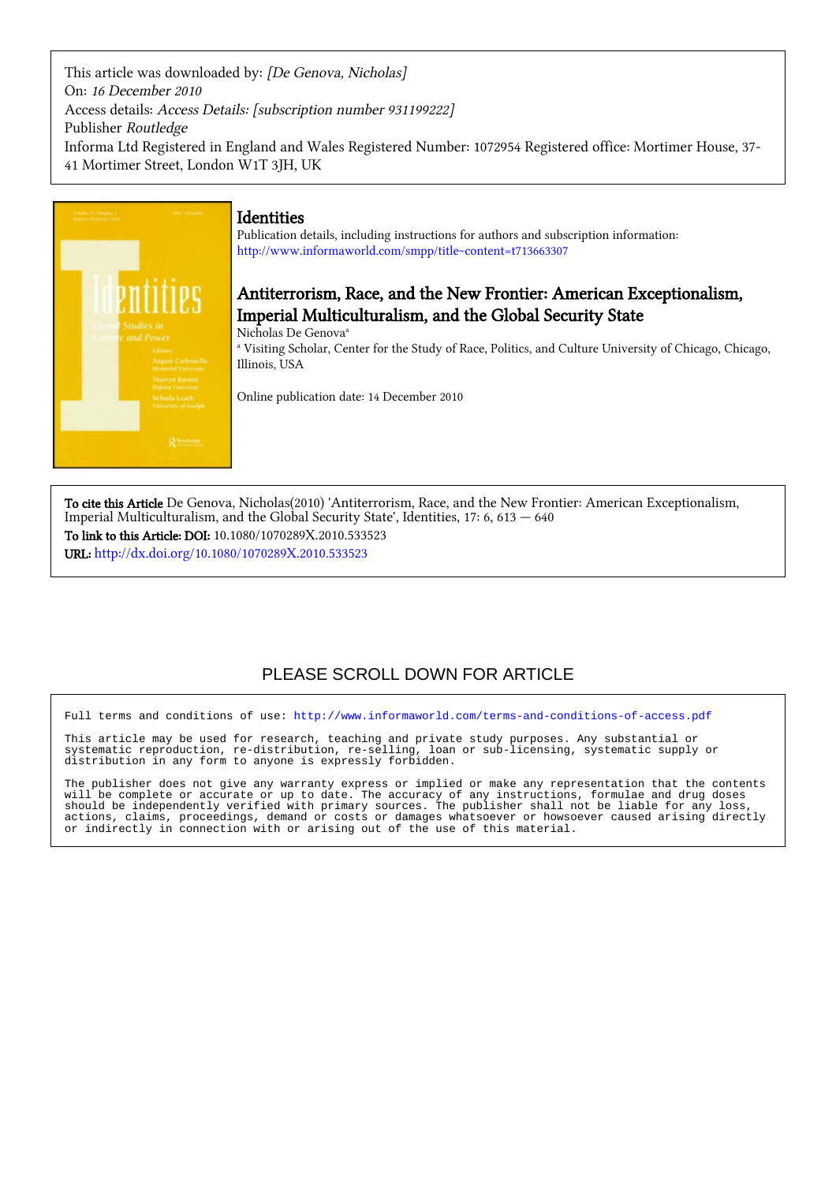This article was downloaded by: *[De Genova, Nicholas]*
On: *16 December 2010*
Access details: *Access Details: [subscription number 931199222]*
Publisher *Routledge*
Informa Ltd Registered in England and Wales Registered Number: 1072954 Registered office: Mortimer House, 37-41 Mortimer Street, London W1T 3JH, UK

# Identities

Publication details, including instructions for authors and subscription information:
http://www.informaworld.com/smpp/title~content=t713663307

## Antiterrorism, Race, and the New Frontier: American Exceptionalism, Imperial Multiculturalism, and the Global Security State

Nicholas De Genova[a]

[a] Visiting Scholar, Center for the Study of Race, Politics, and Culture University of Chicago, Chicago, Illinois, USA

Online publication date: 14 December 2010

**To cite this Article** De Genova, Nicholas(2010) 'Antiterrorism, Race, and the New Frontier: American Exceptionalism, Imperial Multiculturalism, and the Global Security State', Identities, 17: 6, 613 — 640

**To link to this Article: DOI:** 10.1080/1070289X.2010.533523

**URL:** http://dx.doi.org/10.1080/1070289X.2010.533523

PLEASE SCROLL DOWN FOR ARTICLE

Full terms and conditions of use: http://www.informaworld.com/terms-and-conditions-of-access.pdf

This article may be used for research, teaching and private study purposes. Any substantial or systematic reproduction, re-distribution, re-selling, loan or sub-licensing, systematic supply or distribution in any form to anyone is expressly forbidden.

The publisher does not give any warranty express or implied or make any representation that the contents will be complete or accurate or up to date. The accuracy of any instructions, formulae and drug doses should be independently verified with primary sources. The publisher shall not be liable for any loss, actions, claims, proceedings, demand or costs or damages whatsoever or howsoever caused arising directly or indirectly in connection with or arising out of the use of this material.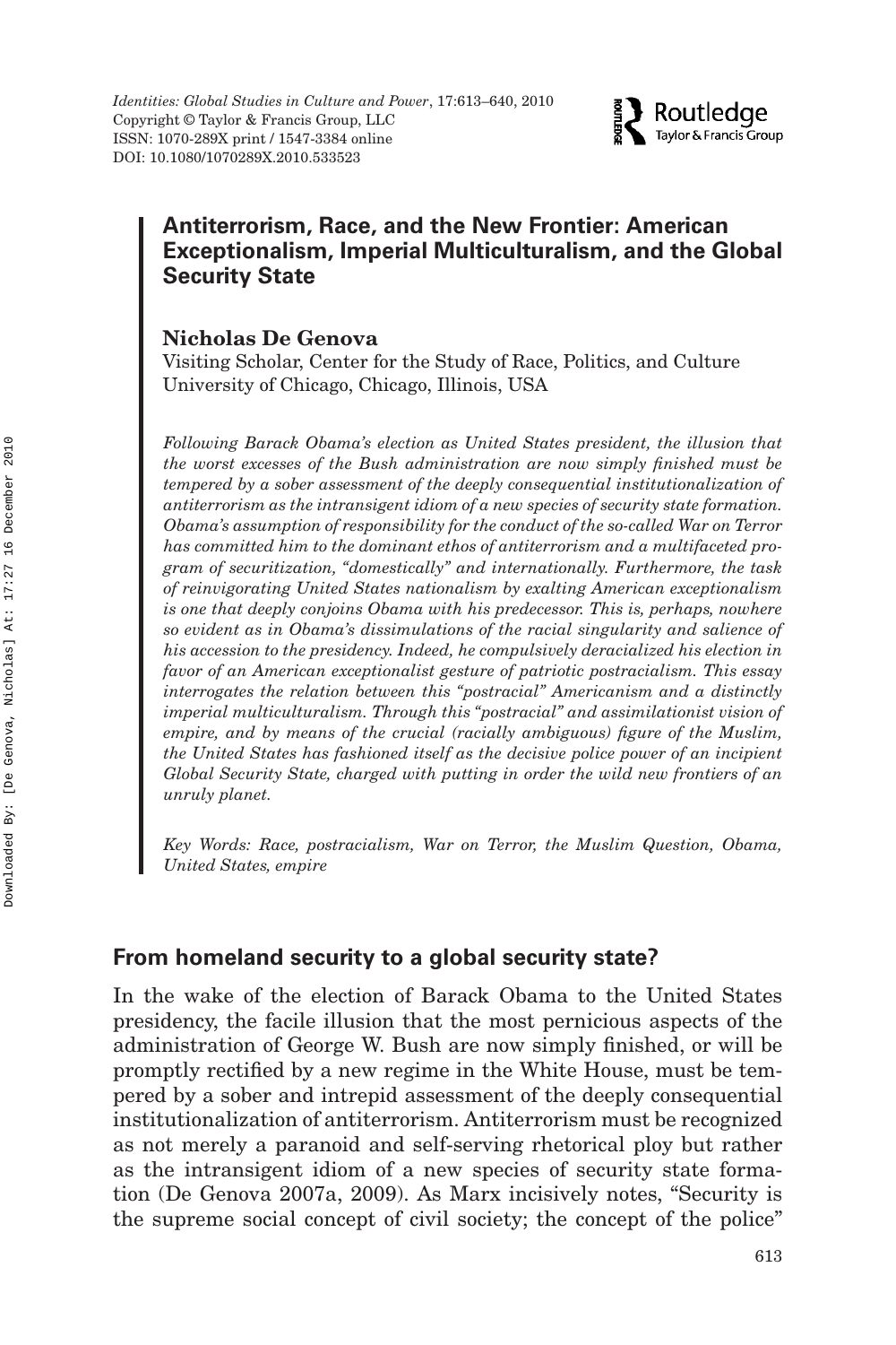*Identities: Global Studies in Culture and Power*, 17:613–640, 2010
Copyright © Taylor & Francis Group, LLC
ISSN: 1070-289X print / 1547-3384 online
DOI: 10.1080/1070289X.2010.533523

# Antiterrorism, Race, and the New Frontier: American Exceptionalism, Imperial Multiculturalism, and the Global Security State

**Nicholas De Genova**

Visiting Scholar, Center for the Study of Race, Politics, and Culture
University of Chicago, Chicago, Illinois, USA

*Following Barack Obama's election as United States president, the illusion that the worst excesses of the Bush administration are now simply finished must be tempered by a sober assessment of the deeply consequential institutionalization of antiterrorism as the intransigent idiom of a new species of security state formation. Obama's assumption of responsibility for the conduct of the so-called War on Terror has committed him to the dominant ethos of antiterrorism and a multifaceted program of securitization, "domestically" and internationally. Furthermore, the task of reinvigorating United States nationalism by exalting American exceptionalism is one that deeply conjoins Obama with his predecessor. This is, perhaps, nowhere so evident as in Obama's dissimulations of the racial singularity and salience of his accession to the presidency. Indeed, he compulsively deracialized his election in favor of an American exceptionalist gesture of patriotic postracialism. This essay interrogates the relation between this "postracial" Americanism and a distinctly imperial multiculturalism. Through this "postracial" and assimilationist vision of empire, and by means of the crucial (racially ambiguous) figure of the Muslim, the United States has fashioned itself as the decisive police power of an incipient Global Security State, charged with putting in order the wild new frontiers of an unruly planet.*

*Key Words: Race, postracialism, War on Terror, the Muslim Question, Obama, United States, empire*

## From homeland security to a global security state?

In the wake of the election of Barack Obama to the United States presidency, the facile illusion that the most pernicious aspects of the administration of George W. Bush are now simply finished, or will be promptly rectified by a new regime in the White House, must be tempered by a sober and intrepid assessment of the deeply consequential institutionalization of antiterrorism. Antiterrorism must be recognized as not merely a paranoid and self-serving rhetorical ploy but rather as the intransigent idiom of a new species of security state formation (De Genova 2007a, 2009). As Marx incisively notes, "Security is the supreme social concept of civil society; the concept of the police"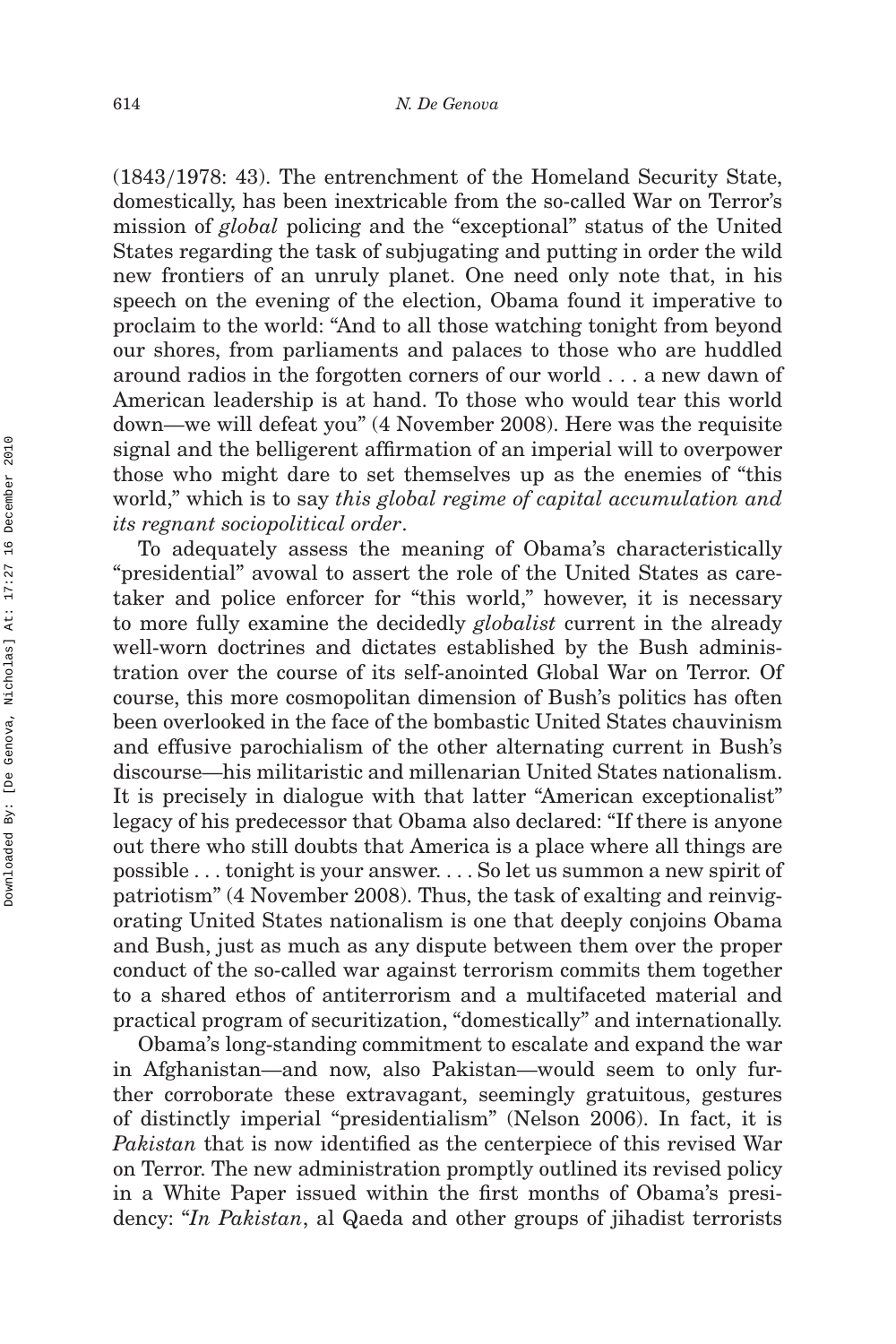(1843/1978: 43). The entrenchment of the Homeland Security State, domestically, has been inextricable from the so-called War on Terror's mission of *global* policing and the "exceptional" status of the United States regarding the task of subjugating and putting in order the wild new frontiers of an unruly planet. One need only note that, in his speech on the evening of the election, Obama found it imperative to proclaim to the world: "And to all those watching tonight from beyond our shores, from parliaments and palaces to those who are huddled around radios in the forgotten corners of our world . . . a new dawn of American leadership is at hand. To those who would tear this world down—we will defeat you" (4 November 2008). Here was the requisite signal and the belligerent affirmation of an imperial will to overpower those who might dare to set themselves up as the enemies of "this world," which is to say *this global regime of capital accumulation and its regnant sociopolitical order*.

To adequately assess the meaning of Obama's characteristically "presidential" avowal to assert the role of the United States as caretaker and police enforcer for "this world," however, it is necessary to more fully examine the decidedly *globalist* current in the already well-worn doctrines and dictates established by the Bush administration over the course of its self-anointed Global War on Terror. Of course, this more cosmopolitan dimension of Bush's politics has often been overlooked in the face of the bombastic United States chauvinism and effusive parochialism of the other alternating current in Bush's discourse—his militaristic and millenarian United States nationalism. It is precisely in dialogue with that latter "American exceptionalist" legacy of his predecessor that Obama also declared: "If there is anyone out there who still doubts that America is a place where all things are possible . . . tonight is your answer. . . . So let us summon a new spirit of patriotism" (4 November 2008). Thus, the task of exalting and reinvigorating United States nationalism is one that deeply conjoins Obama and Bush, just as much as any dispute between them over the proper conduct of the so-called war against terrorism commits them together to a shared ethos of antiterrorism and a multifaceted material and practical program of securitization, "domestically" and internationally.

Obama's long-standing commitment to escalate and expand the war in Afghanistan—and now, also Pakistan—would seem to only further corroborate these extravagant, seemingly gratuitous, gestures of distinctly imperial "presidentialism" (Nelson 2006). In fact, it is *Pakistan* that is now identified as the centerpiece of this revised War on Terror. The new administration promptly outlined its revised policy in a White Paper issued within the first months of Obama's presidency: "*In Pakistan*, al Qaeda and other groups of jihadist terrorists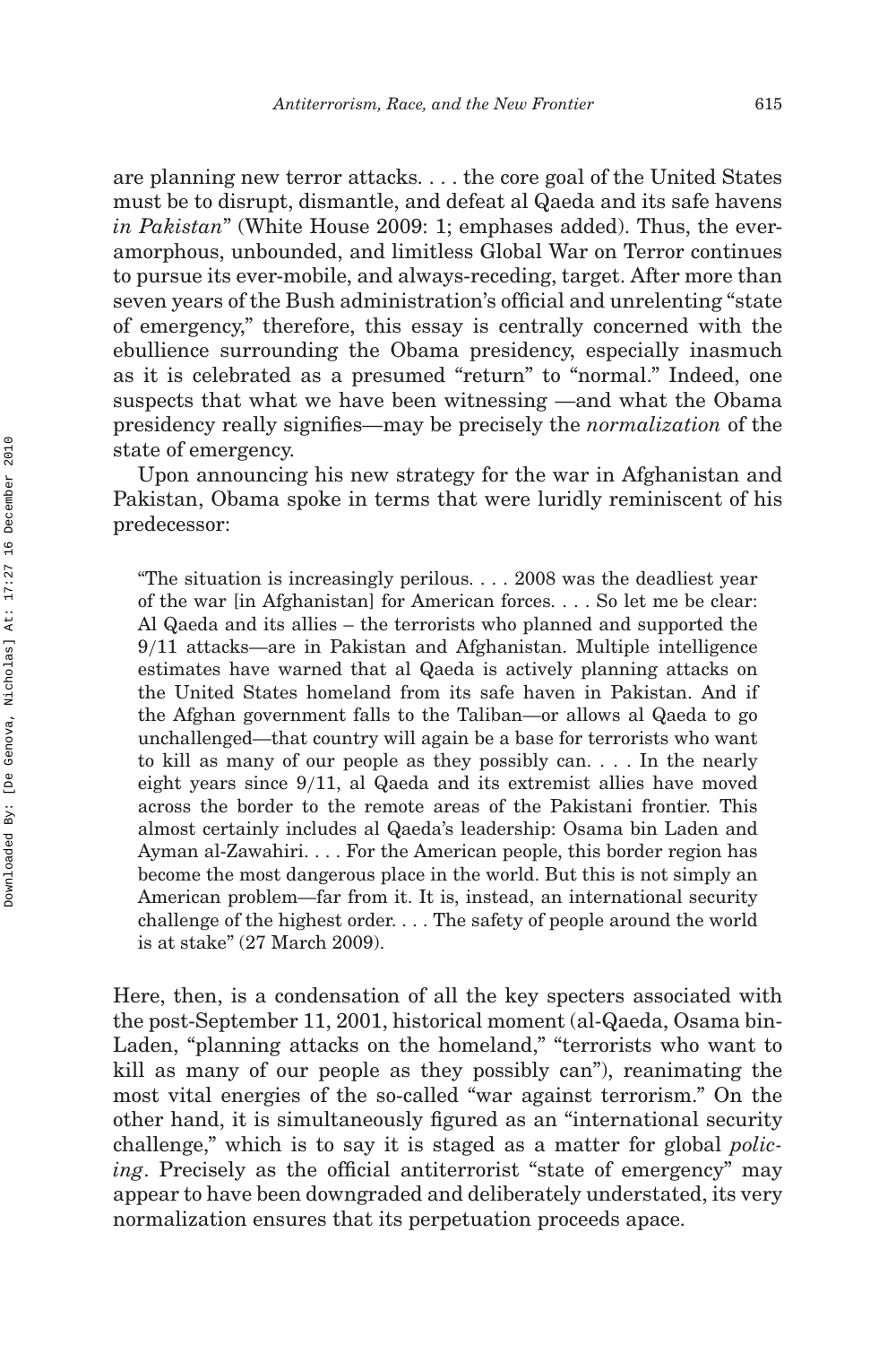are planning new terror attacks. . . . the core goal of the United States must be to disrupt, dismantle, and defeat al Qaeda and its safe havens *in Pakistan*" (White House 2009: 1; emphases added). Thus, the ever-amorphous, unbounded, and limitless Global War on Terror continues to pursue its ever-mobile, and always-receding, target. After more than seven years of the Bush administration's official and unrelenting "state of emergency," therefore, this essay is centrally concerned with the ebullience surrounding the Obama presidency, especially inasmuch as it is celebrated as a presumed "return" to "normal." Indeed, one suspects that what we have been witnessing —and what the Obama presidency really signifies—may be precisely the *normalization* of the state of emergency.

Upon announcing his new strategy for the war in Afghanistan and Pakistan, Obama spoke in terms that were luridly reminiscent of his predecessor:

> "The situation is increasingly perilous. . . . 2008 was the deadliest year of the war [in Afghanistan] for American forces. . . . So let me be clear: Al Qaeda and its allies – the terrorists who planned and supported the 9/11 attacks—are in Pakistan and Afghanistan. Multiple intelligence estimates have warned that al Qaeda is actively planning attacks on the United States homeland from its safe haven in Pakistan. And if the Afghan government falls to the Taliban—or allows al Qaeda to go unchallenged—that country will again be a base for terrorists who want to kill as many of our people as they possibly can. . . . In the nearly eight years since 9/11, al Qaeda and its extremist allies have moved across the border to the remote areas of the Pakistani frontier. This almost certainly includes al Qaeda's leadership: Osama bin Laden and Ayman al-Zawahiri. . . . For the American people, this border region has become the most dangerous place in the world. But this is not simply an American problem—far from it. It is, instead, an international security challenge of the highest order. . . . The safety of people around the world is at stake" (27 March 2009).

Here, then, is a condensation of all the key specters associated with the post-September 11, 2001, historical moment (al-Qaeda, Osama bin-Laden, "planning attacks on the homeland," "terrorists who want to kill as many of our people as they possibly can"), reanimating the most vital energies of the so-called "war against terrorism." On the other hand, it is simultaneously figured as an "international security challenge," which is to say it is staged as a matter for global *policing*. Precisely as the official antiterrorist "state of emergency" may appear to have been downgraded and deliberately understated, its very normalization ensures that its perpetuation proceeds apace.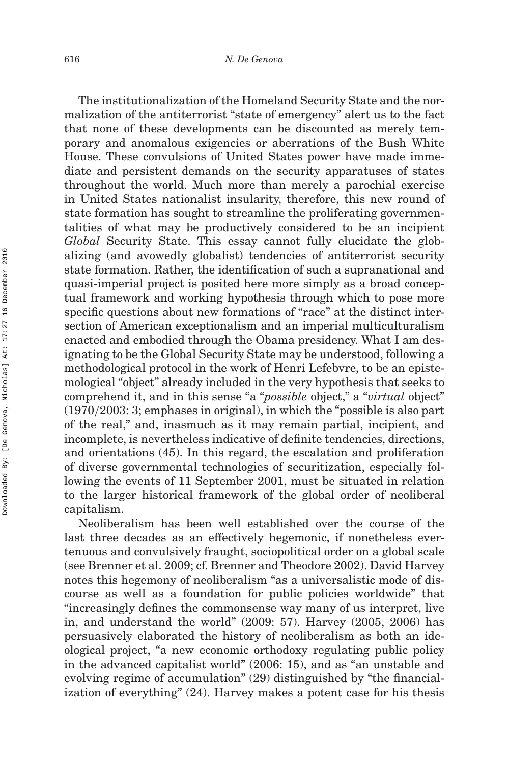The institutionalization of the Homeland Security State and the normalization of the antiterrorist "state of emergency" alert us to the fact that none of these developments can be discounted as merely temporary and anomalous exigencies or aberrations of the Bush White House. These convulsions of United States power have made immediate and persistent demands on the security apparatuses of states throughout the world. Much more than merely a parochial exercise in United States nationalist insularity, therefore, this new round of state formation has sought to streamline the proliferating governmentalities of what may be productively considered to be an incipient *Global* Security State. This essay cannot fully elucidate the globalizing (and avowedly globalist) tendencies of antiterrorist security state formation. Rather, the identification of such a supranational and quasi-imperial project is posited here more simply as a broad conceptual framework and working hypothesis through which to pose more specific questions about new formations of "race" at the distinct intersection of American exceptionalism and an imperial multiculturalism enacted and embodied through the Obama presidency. What I am designating to be the Global Security State may be understood, following a methodological protocol in the work of Henri Lefebvre, to be an epistemological "object" already included in the very hypothesis that seeks to comprehend it, and in this sense "a "*possible* object," a "*virtual* object" (1970/2003: 3; emphases in original), in which the "possible is also part of the real," and, inasmuch as it may remain partial, incipient, and incomplete, is nevertheless indicative of definite tendencies, directions, and orientations (45). In this regard, the escalation and proliferation of diverse governmental technologies of securitization, especially following the events of 11 September 2001, must be situated in relation to the larger historical framework of the global order of neoliberal capitalism.

Neoliberalism has been well established over the course of the last three decades as an effectively hegemonic, if nonetheless ever-tenuous and convulsively fraught, sociopolitical order on a global scale (see Brenner et al. 2009; cf. Brenner and Theodore 2002). David Harvey notes this hegemony of neoliberalism "as a universalistic mode of discourse as well as a foundation for public policies worldwide" that "increasingly defines the commonsense way many of us interpret, live in, and understand the world" (2009: 57). Harvey (2005, 2006) has persuasively elaborated the history of neoliberalism as both an ideological project, "a new economic orthodoxy regulating public policy in the advanced capitalist world" (2006: 15), and as "an unstable and evolving regime of accumulation" (29) distinguished by "the financialization of everything" (24). Harvey makes a potent case for his thesis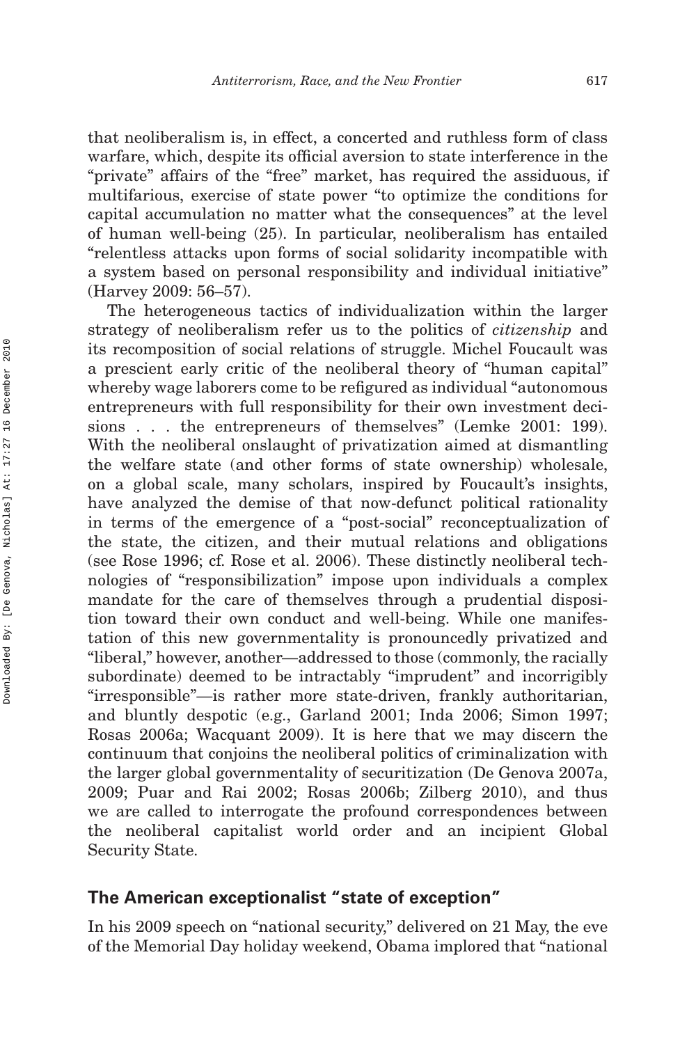that neoliberalism is, in effect, a concerted and ruthless form of class warfare, which, despite its official aversion to state interference in the "private" affairs of the "free" market, has required the assiduous, if multifarious, exercise of state power "to optimize the conditions for capital accumulation no matter what the consequences" at the level of human well-being (25). In particular, neoliberalism has entailed "relentless attacks upon forms of social solidarity incompatible with a system based on personal responsibility and individual initiative" (Harvey 2009: 56–57).

The heterogeneous tactics of individualization within the larger strategy of neoliberalism refer us to the politics of *citizenship* and its recomposition of social relations of struggle. Michel Foucault was a prescient early critic of the neoliberal theory of "human capital" whereby wage laborers come to be refigured as individual "autonomous entrepreneurs with full responsibility for their own investment decisions . . . the entrepreneurs of themselves" (Lemke 2001: 199). With the neoliberal onslaught of privatization aimed at dismantling the welfare state (and other forms of state ownership) wholesale, on a global scale, many scholars, inspired by Foucault's insights, have analyzed the demise of that now-defunct political rationality in terms of the emergence of a "post-social" reconceptualization of the state, the citizen, and their mutual relations and obligations (see Rose 1996; cf. Rose et al. 2006). These distinctly neoliberal technologies of "responsibilization" impose upon individuals a complex mandate for the care of themselves through a prudential disposition toward their own conduct and well-being. While one manifestation of this new governmentality is pronouncedly privatized and "liberal," however, another—addressed to those (commonly, the racially subordinate) deemed to be intractably "imprudent" and incorrigibly "irresponsible"—is rather more state-driven, frankly authoritarian, and bluntly despotic (e.g., Garland 2001; Inda 2006; Simon 1997; Rosas 2006a; Wacquant 2009). It is here that we may discern the continuum that conjoins the neoliberal politics of criminalization with the larger global governmentality of securitization (De Genova 2007a, 2009; Puar and Rai 2002; Rosas 2006b; Zilberg 2010), and thus we are called to interrogate the profound correspondences between the neoliberal capitalist world order and an incipient Global Security State.

## The American exceptionalist "state of exception"

In his 2009 speech on "national security," delivered on 21 May, the eve of the Memorial Day holiday weekend, Obama implored that "national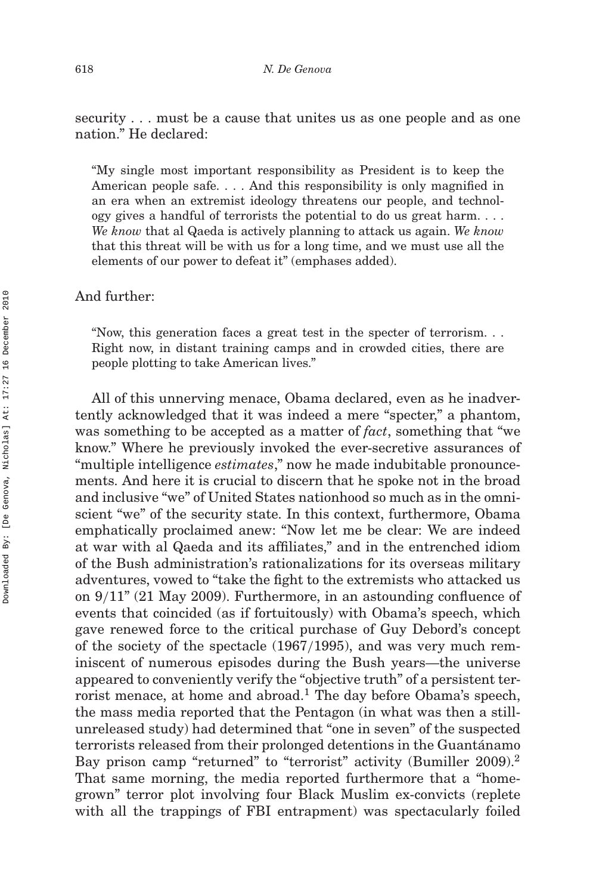security . . . must be a cause that unites us as one people and as one nation." He declared:

> "My single most important responsibility as President is to keep the American people safe. . . . And this responsibility is only magnified in an era when an extremist ideology threatens our people, and technology gives a handful of terrorists the potential to do us great harm. . . . *We know* that al Qaeda is actively planning to attack us again. *We know* that this threat will be with us for a long time, and we must use all the elements of our power to defeat it" (emphases added).

And further:

> "Now, this generation faces a great test in the specter of terrorism. . . Right now, in distant training camps and in crowded cities, there are people plotting to take American lives."

All of this unnerving menace, Obama declared, even as he inadvertently acknowledged that it was indeed a mere "specter," a phantom, was something to be accepted as a matter of *fact*, something that "we know." Where he previously invoked the ever-secretive assurances of "multiple intelligence *estimates*," now he made indubitable pronouncements. And here it is crucial to discern that he spoke not in the broad and inclusive "we" of United States nationhood so much as in the omniscient "we" of the security state. In this context, furthermore, Obama emphatically proclaimed anew: "Now let me be clear: We are indeed at war with al Qaeda and its affiliates," and in the entrenched idiom of the Bush administration's rationalizations for its overseas military adventures, vowed to "take the fight to the extremists who attacked us on 9/11" (21 May 2009). Furthermore, in an astounding confluence of events that coincided (as if fortuitously) with Obama's speech, which gave renewed force to the critical purchase of Guy Debord's concept of the society of the spectacle (1967/1995), and was very much reminiscent of numerous episodes during the Bush years—the universe appeared to conveniently verify the "objective truth" of a persistent terrorist menace, at home and abroad.[1] The day before Obama's speech, the mass media reported that the Pentagon (in what was then a still-unreleased study) had determined that "one in seven" of the suspected terrorists released from their prolonged detentions in the Guantánamo Bay prison camp "returned" to "terrorist" activity (Bumiller 2009).[2] That same morning, the media reported furthermore that a "homegrown" terror plot involving four Black Muslim ex-convicts (replete with all the trappings of FBI entrapment) was spectacularly foiled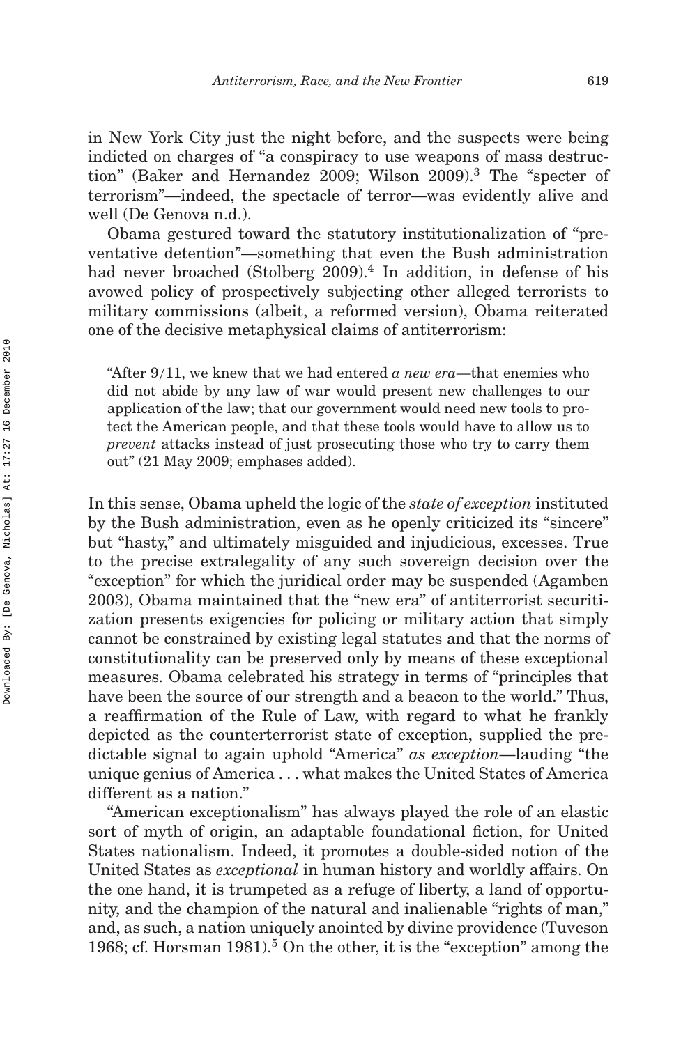in New York City just the night before, and the suspects were being indicted on charges of "a conspiracy to use weapons of mass destruction" (Baker and Hernandez 2009; Wilson 2009).[3] The "specter of terrorism"—indeed, the spectacle of terror—was evidently alive and well (De Genova n.d.).

Obama gestured toward the statutory institutionalization of "preventative detention"—something that even the Bush administration had never broached (Stolberg 2009).[4] In addition, in defense of his avowed policy of prospectively subjecting other alleged terrorists to military commissions (albeit, a reformed version), Obama reiterated one of the decisive metaphysical claims of antiterrorism:

> "After 9/11, we knew that we had entered *a new era*—that enemies who did not abide by any law of war would present new challenges to our application of the law; that our government would need new tools to protect the American people, and that these tools would have to allow us to *prevent* attacks instead of just prosecuting those who try to carry them out" (21 May 2009; emphases added).

In this sense, Obama upheld the logic of the *state of exception* instituted by the Bush administration, even as he openly criticized its "sincere" but "hasty," and ultimately misguided and injudicious, excesses. True to the precise extralegality of any such sovereign decision over the "exception" for which the juridical order may be suspended (Agamben 2003), Obama maintained that the "new era" of antiterrorist securitization presents exigencies for policing or military action that simply cannot be constrained by existing legal statutes and that the norms of constitutionality can be preserved only by means of these exceptional measures. Obama celebrated his strategy in terms of "principles that have been the source of our strength and a beacon to the world." Thus, a reaffirmation of the Rule of Law, with regard to what he frankly depicted as the counterterrorist state of exception, supplied the predictable signal to again uphold "America" *as exception*—lauding "the unique genius of America . . . what makes the United States of America different as a nation."

"American exceptionalism" has always played the role of an elastic sort of myth of origin, an adaptable foundational fiction, for United States nationalism. Indeed, it promotes a double-sided notion of the United States as *exceptional* in human history and worldly affairs. On the one hand, it is trumpeted as a refuge of liberty, a land of opportunity, and the champion of the natural and inalienable "rights of man," and, as such, a nation uniquely anointed by divine providence (Tuveson 1968; cf. Horsman 1981).[5] On the other, it is the "exception" among the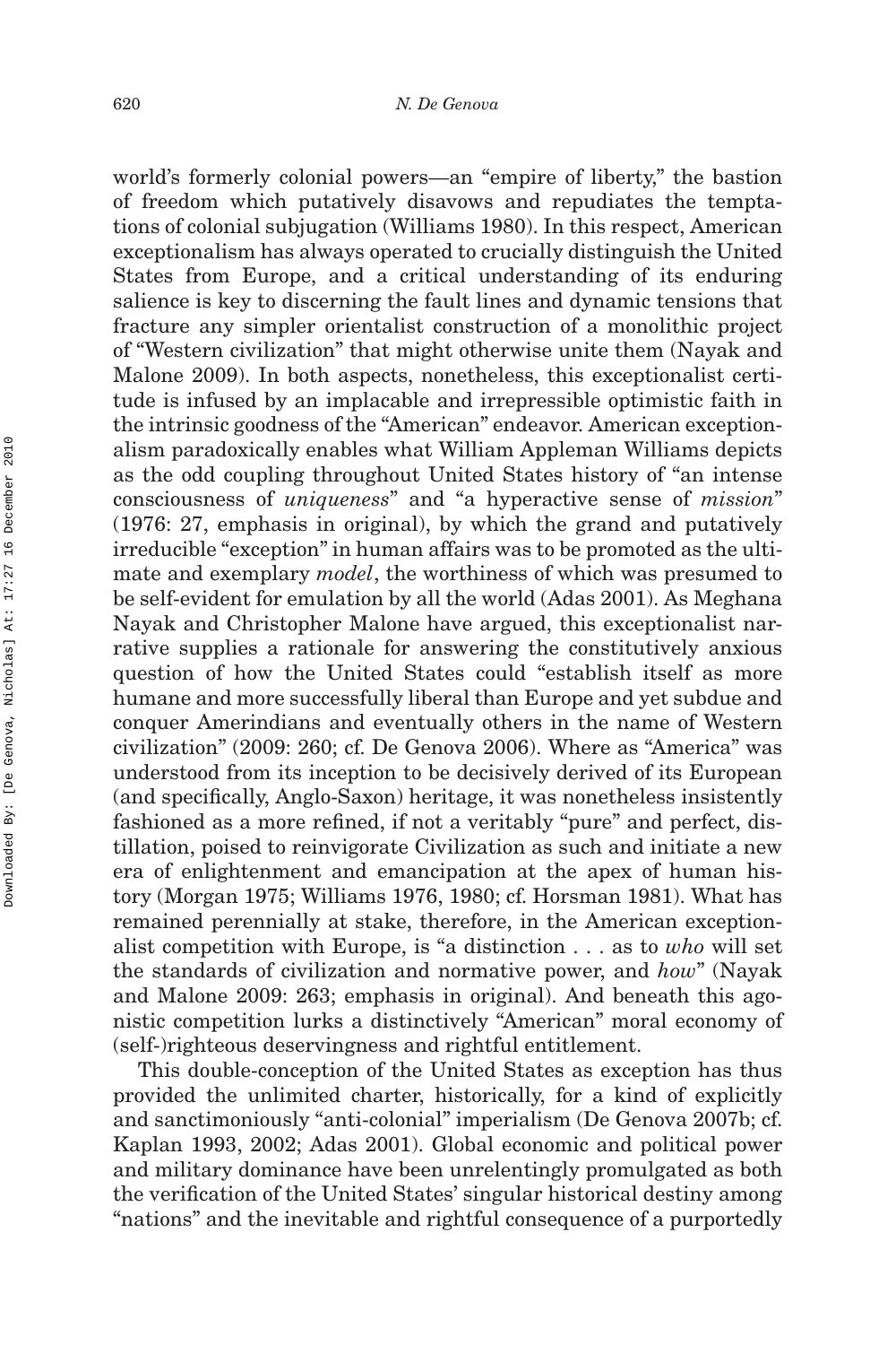world's formerly colonial powers—an "empire of liberty," the bastion of freedom which putatively disavows and repudiates the temptations of colonial subjugation (Williams 1980). In this respect, American exceptionalism has always operated to crucially distinguish the United States from Europe, and a critical understanding of its enduring salience is key to discerning the fault lines and dynamic tensions that fracture any simpler orientalist construction of a monolithic project of "Western civilization" that might otherwise unite them (Nayak and Malone 2009). In both aspects, nonetheless, this exceptionalist certitude is infused by an implacable and irrepressible optimistic faith in the intrinsic goodness of the "American" endeavor. American exceptionalism paradoxically enables what William Appleman Williams depicts as the odd coupling throughout United States history of "an intense consciousness of *uniqueness*" and "a hyperactive sense of *mission*" (1976: 27, emphasis in original), by which the grand and putatively irreducible "exception" in human affairs was to be promoted as the ultimate and exemplary *model*, the worthiness of which was presumed to be self-evident for emulation by all the world (Adas 2001). As Meghana Nayak and Christopher Malone have argued, this exceptionalist narrative supplies a rationale for answering the constitutively anxious question of how the United States could "establish itself as more humane and more successfully liberal than Europe and yet subdue and conquer Amerindians and eventually others in the name of Western civilization" (2009: 260; cf. De Genova 2006). Where as "America" was understood from its inception to be decisively derived of its European (and specifically, Anglo-Saxon) heritage, it was nonetheless insistently fashioned as a more refined, if not a veritably "pure" and perfect, distillation, poised to reinvigorate Civilization as such and initiate a new era of enlightenment and emancipation at the apex of human history (Morgan 1975; Williams 1976, 1980; cf. Horsman 1981). What has remained perennially at stake, therefore, in the American exceptionalist competition with Europe, is "a distinction . . . as to *who* will set the standards of civilization and normative power, and *how*" (Nayak and Malone 2009: 263; emphasis in original). And beneath this agonistic competition lurks a distinctively "American" moral economy of (self-)righteous deservingness and rightful entitlement.

This double-conception of the United States as exception has thus provided the unlimited charter, historically, for a kind of explicitly and sanctimoniously "anti-colonial" imperialism (De Genova 2007b; cf. Kaplan 1993, 2002; Adas 2001). Global economic and political power and military dominance have been unrelentingly promulgated as both the verification of the United States' singular historical destiny among "nations" and the inevitable and rightful consequence of a purportedly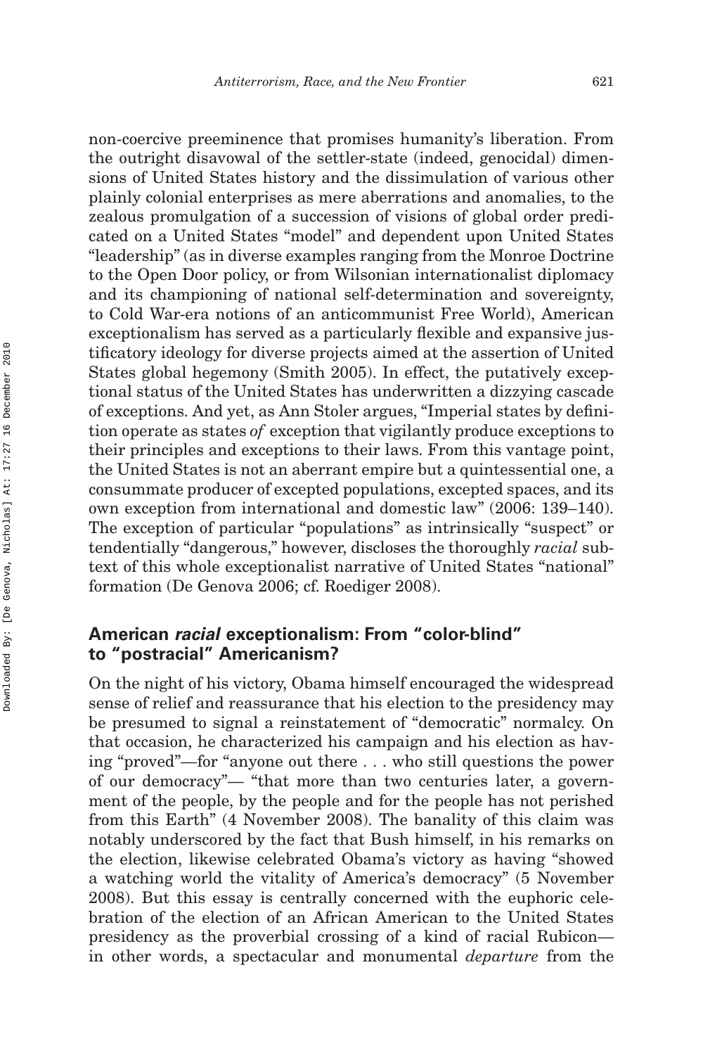non-coercive preeminence that promises humanity's liberation. From the outright disavowal of the settler-state (indeed, genocidal) dimensions of United States history and the dissimulation of various other plainly colonial enterprises as mere aberrations and anomalies, to the zealous promulgation of a succession of visions of global order predicated on a United States "model" and dependent upon United States "leadership" (as in diverse examples ranging from the Monroe Doctrine to the Open Door policy, or from Wilsonian internationalist diplomacy and its championing of national self-determination and sovereignty, to Cold War-era notions of an anticommunist Free World), American exceptionalism has served as a particularly flexible and expansive justificatory ideology for diverse projects aimed at the assertion of United States global hegemony (Smith 2005). In effect, the putatively exceptional status of the United States has underwritten a dizzying cascade of exceptions. And yet, as Ann Stoler argues, "Imperial states by definition operate as states *of* exception that vigilantly produce exceptions to their principles and exceptions to their laws. From this vantage point, the United States is not an aberrant empire but a quintessential one, a consummate producer of excepted populations, excepted spaces, and its own exception from international and domestic law" (2006: 139–140). The exception of particular "populations" as intrinsically "suspect" or tendentially "dangerous," however, discloses the thoroughly *racial* subtext of this whole exceptionalist narrative of United States "national" formation (De Genova 2006; cf. Roediger 2008).

## American *racial* exceptionalism: From "color-blind" to "postracial" Americanism?

On the night of his victory, Obama himself encouraged the widespread sense of relief and reassurance that his election to the presidency may be presumed to signal a reinstatement of "democratic" normalcy. On that occasion, he characterized his campaign and his election as having "proved"—for "anyone out there . . . who still questions the power of our democracy"— "that more than two centuries later, a government of the people, by the people and for the people has not perished from this Earth" (4 November 2008). The banality of this claim was notably underscored by the fact that Bush himself, in his remarks on the election, likewise celebrated Obama's victory as having "showed a watching world the vitality of America's democracy" (5 November 2008). But this essay is centrally concerned with the euphoric celebration of the election of an African American to the United States presidency as the proverbial crossing of a kind of racial Rubicon—in other words, a spectacular and monumental *departure* from the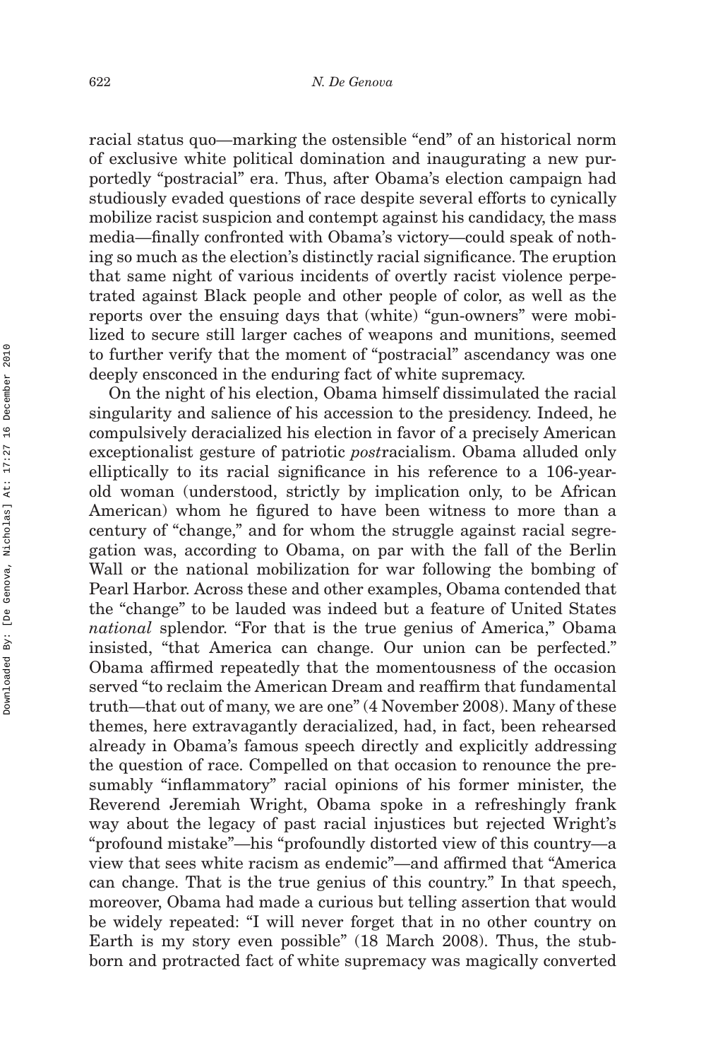racial status quo—marking the ostensible "end" of an historical norm of exclusive white political domination and inaugurating a new purportedly "postracial" era. Thus, after Obama's election campaign had studiously evaded questions of race despite several efforts to cynically mobilize racist suspicion and contempt against his candidacy, the mass media—finally confronted with Obama's victory—could speak of nothing so much as the election's distinctly racial significance. The eruption that same night of various incidents of overtly racist violence perpetrated against Black people and other people of color, as well as the reports over the ensuing days that (white) "gun-owners" were mobilized to secure still larger caches of weapons and munitions, seemed to further verify that the moment of "postracial" ascendancy was one deeply ensconced in the enduring fact of white supremacy.

On the night of his election, Obama himself dissimulated the racial singularity and salience of his accession to the presidency. Indeed, he compulsively deracialized his election in favor of a precisely American exceptionalist gesture of patriotic *post*racialism. Obama alluded only elliptically to its racial significance in his reference to a 106-year-old woman (understood, strictly by implication only, to be African American) whom he figured to have been witness to more than a century of "change," and for whom the struggle against racial segregation was, according to Obama, on par with the fall of the Berlin Wall or the national mobilization for war following the bombing of Pearl Harbor. Across these and other examples, Obama contended that the "change" to be lauded was indeed but a feature of United States *national* splendor. "For that is the true genius of America," Obama insisted, "that America can change. Our union can be perfected." Obama affirmed repeatedly that the momentousness of the occasion served "to reclaim the American Dream and reaffirm that fundamental truth—that out of many, we are one" (4 November 2008). Many of these themes, here extravagantly deracialized, had, in fact, been rehearsed already in Obama's famous speech directly and explicitly addressing the question of race. Compelled on that occasion to renounce the presumably "inflammatory" racial opinions of his former minister, the Reverend Jeremiah Wright, Obama spoke in a refreshingly frank way about the legacy of past racial injustices but rejected Wright's "profound mistake"—his "profoundly distorted view of this country—a view that sees white racism as endemic"—and affirmed that "America can change. That is the true genius of this country." In that speech, moreover, Obama had made a curious but telling assertion that would be widely repeated: "I will never forget that in no other country on Earth is my story even possible" (18 March 2008). Thus, the stubborn and protracted fact of white supremacy was magically converted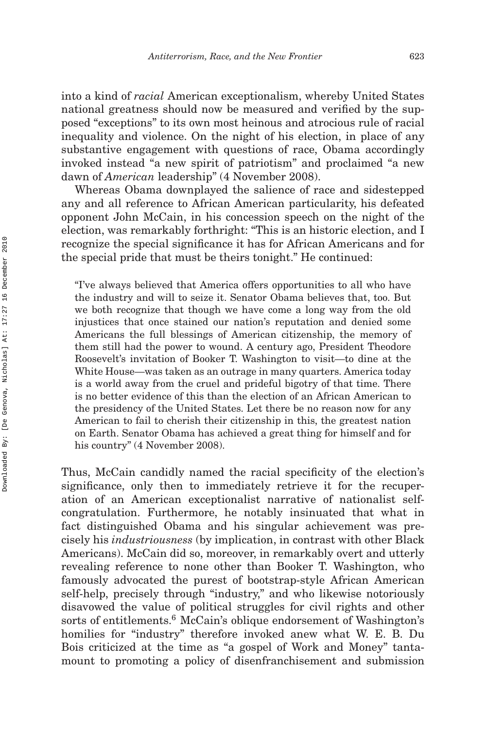into a kind of *racial* American exceptionalism, whereby United States national greatness should now be measured and verified by the supposed "exceptions" to its own most heinous and atrocious rule of racial inequality and violence. On the night of his election, in place of any substantive engagement with questions of race, Obama accordingly invoked instead "a new spirit of patriotism" and proclaimed "a new dawn of *American* leadership" (4 November 2008).

Whereas Obama downplayed the salience of race and sidestepped any and all reference to African American particularity, his defeated opponent John McCain, in his concession speech on the night of the election, was remarkably forthright: "This is an historic election, and I recognize the special significance it has for African Americans and for the special pride that must be theirs tonight." He continued:

> "I've always believed that America offers opportunities to all who have the industry and will to seize it. Senator Obama believes that, too. But we both recognize that though we have come a long way from the old injustices that once stained our nation's reputation and denied some Americans the full blessings of American citizenship, the memory of them still had the power to wound. A century ago, President Theodore Roosevelt's invitation of Booker T. Washington to visit—to dine at the White House—was taken as an outrage in many quarters. America today is a world away from the cruel and prideful bigotry of that time. There is no better evidence of this than the election of an African American to the presidency of the United States. Let there be no reason now for any American to fail to cherish their citizenship in this, the greatest nation on Earth. Senator Obama has achieved a great thing for himself and for his country" (4 November 2008).

Thus, McCain candidly named the racial specificity of the election's significance, only then to immediately retrieve it for the recuperation of an American exceptionalist narrative of nationalist self-congratulation. Furthermore, he notably insinuated that what in fact distinguished Obama and his singular achievement was precisely his *industriousness* (by implication, in contrast with other Black Americans). McCain did so, moreover, in remarkably overt and utterly revealing reference to none other than Booker T. Washington, who famously advocated the purest of bootstrap-style African American self-help, precisely through "industry," and who likewise notoriously disavowed the value of political struggles for civil rights and other sorts of entitlements.[6] McCain's oblique endorsement of Washington's homilies for "industry" therefore invoked anew what W. E. B. Du Bois criticized at the time as "a gospel of Work and Money" tantamount to promoting a policy of disenfranchisement and submission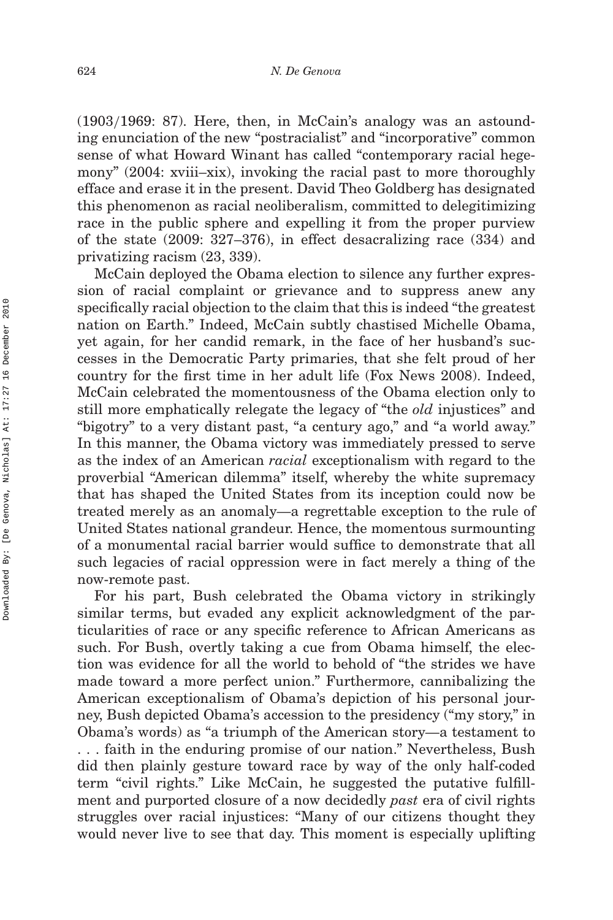(1903/1969: 87). Here, then, in McCain's analogy was an astounding enunciation of the new "postracialist" and "incorporative" common sense of what Howard Winant has called "contemporary racial hegemony" (2004: xviii–xix), invoking the racial past to more thoroughly efface and erase it in the present. David Theo Goldberg has designated this phenomenon as racial neoliberalism, committed to delegitimizing race in the public sphere and expelling it from the proper purview of the state (2009: 327–376), in effect desacralizing race (334) and privatizing racism (23, 339).

McCain deployed the Obama election to silence any further expression of racial complaint or grievance and to suppress anew any specifically racial objection to the claim that this is indeed "the greatest nation on Earth." Indeed, McCain subtly chastised Michelle Obama, yet again, for her candid remark, in the face of her husband's successes in the Democratic Party primaries, that she felt proud of her country for the first time in her adult life (Fox News 2008). Indeed, McCain celebrated the momentousness of the Obama election only to still more emphatically relegate the legacy of "the *old* injustices" and "bigotry" to a very distant past, "a century ago," and "a world away." In this manner, the Obama victory was immediately pressed to serve as the index of an American *racial* exceptionalism with regard to the proverbial "American dilemma" itself, whereby the white supremacy that has shaped the United States from its inception could now be treated merely as an anomaly—a regrettable exception to the rule of United States national grandeur. Hence, the momentous surmounting of a monumental racial barrier would suffice to demonstrate that all such legacies of racial oppression were in fact merely a thing of the now-remote past.

For his part, Bush celebrated the Obama victory in strikingly similar terms, but evaded any explicit acknowledgment of the particularities of race or any specific reference to African Americans as such. For Bush, overtly taking a cue from Obama himself, the election was evidence for all the world to behold of "the strides we have made toward a more perfect union." Furthermore, cannibalizing the American exceptionalism of Obama's depiction of his personal journey, Bush depicted Obama's accession to the presidency ("my story," in Obama's words) as "a triumph of the American story—a testament to . . . faith in the enduring promise of our nation." Nevertheless, Bush did then plainly gesture toward race by way of the only half-coded term "civil rights." Like McCain, he suggested the putative fulfillment and purported closure of a now decidedly *past* era of civil rights struggles over racial injustices: "Many of our citizens thought they would never live to see that day. This moment is especially uplifting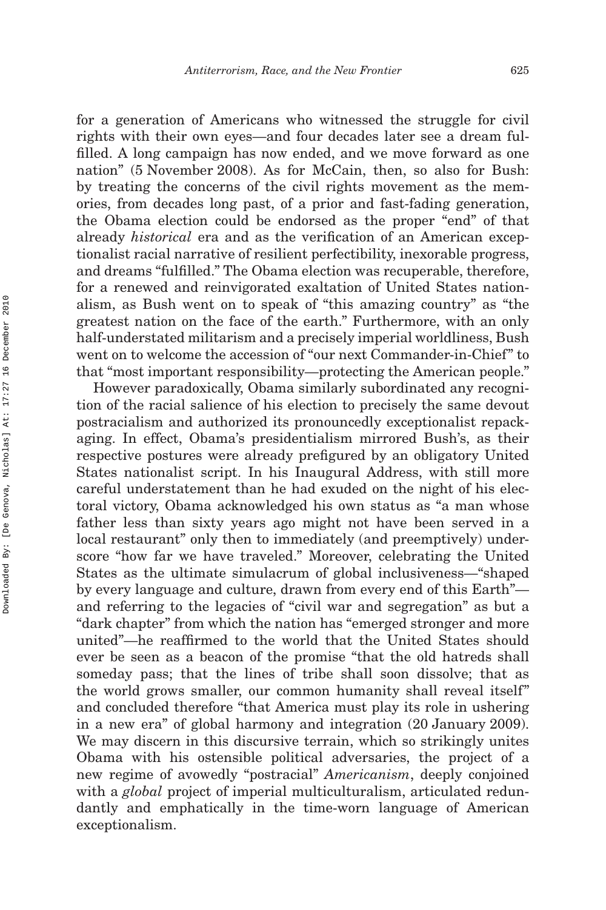for a generation of Americans who witnessed the struggle for civil rights with their own eyes—and four decades later see a dream fulfilled. A long campaign has now ended, and we move forward as one nation" (5 November 2008). As for McCain, then, so also for Bush: by treating the concerns of the civil rights movement as the memories, from decades long past, of a prior and fast-fading generation, the Obama election could be endorsed as the proper "end" of that already *historical* era and as the verification of an American exceptionalist racial narrative of resilient perfectibility, inexorable progress, and dreams "fulfilled." The Obama election was recuperable, therefore, for a renewed and reinvigorated exaltation of United States nationalism, as Bush went on to speak of "this amazing country" as "the greatest nation on the face of the earth." Furthermore, with an only half-understated militarism and a precisely imperial worldliness, Bush went on to welcome the accession of "our next Commander-in-Chief" to that "most important responsibility—protecting the American people."

However paradoxically, Obama similarly subordinated any recognition of the racial salience of his election to precisely the same devout postracialism and authorized its pronouncedly exceptionalist repackaging. In effect, Obama's presidentialism mirrored Bush's, as their respective postures were already prefigured by an obligatory United States nationalist script. In his Inaugural Address, with still more careful understatement than he had exuded on the night of his electoral victory, Obama acknowledged his own status as "a man whose father less than sixty years ago might not have been served in a local restaurant" only then to immediately (and preemptively) underscore "how far we have traveled." Moreover, celebrating the United States as the ultimate simulacrum of global inclusiveness—"shaped by every language and culture, drawn from every end of this Earth"—and referring to the legacies of "civil war and segregation" as but a "dark chapter" from which the nation has "emerged stronger and more united"—he reaffirmed to the world that the United States should ever be seen as a beacon of the promise "that the old hatreds shall someday pass; that the lines of tribe shall soon dissolve; that as the world grows smaller, our common humanity shall reveal itself" and concluded therefore "that America must play its role in ushering in a new era" of global harmony and integration (20 January 2009). We may discern in this discursive terrain, which so strikingly unites Obama with his ostensible political adversaries, the project of a new regime of avowedly "postracial" *Americanism*, deeply conjoined with a *global* project of imperial multiculturalism, articulated redundantly and emphatically in the time-worn language of American exceptionalism.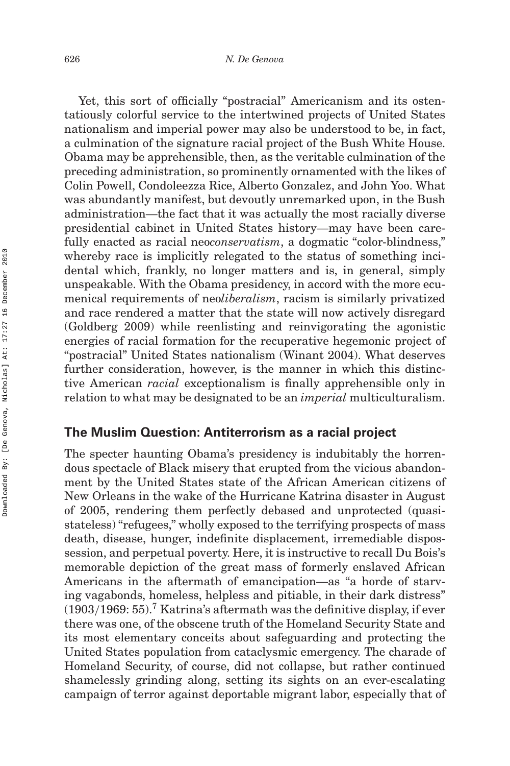Yet, this sort of officially "postracial" Americanism and its ostentatiously colorful service to the intertwined projects of United States nationalism and imperial power may also be understood to be, in fact, a culmination of the signature racial project of the Bush White House. Obama may be apprehensible, then, as the veritable culmination of the preceding administration, so prominently ornamented with the likes of Colin Powell, Condoleezza Rice, Alberto Gonzalez, and John Yoo. What was abundantly manifest, but devoutly unremarked upon, in the Bush administration—the fact that it was actually the most racially diverse presidential cabinet in United States history—may have been carefully enacted as racial neo*conservatism*, a dogmatic "color-blindness," whereby race is implicitly relegated to the status of something incidental which, frankly, no longer matters and is, in general, simply unspeakable. With the Obama presidency, in accord with the more ecumenical requirements of neo*liberalism*, racism is similarly privatized and race rendered a matter that the state will now actively disregard (Goldberg 2009) while reenlisting and reinvigorating the agonistic energies of racial formation for the recuperative hegemonic project of "postracial" United States nationalism (Winant 2004). What deserves further consideration, however, is the manner in which this distinctive American *racial* exceptionalism is finally apprehensible only in relation to what may be designated to be an *imperial* multiculturalism.

## The Muslim Question: Antiterrorism as a racial project

The specter haunting Obama's presidency is indubitably the horrendous spectacle of Black misery that erupted from the vicious abandonment by the United States state of the African American citizens of New Orleans in the wake of the Hurricane Katrina disaster in August of 2005, rendering them perfectly debased and unprotected (quasi-stateless) "refugees," wholly exposed to the terrifying prospects of mass death, disease, hunger, indefinite displacement, irremediable dispossession, and perpetual poverty. Here, it is instructive to recall Du Bois's memorable depiction of the great mass of formerly enslaved African Americans in the aftermath of emancipation—as "a horde of starving vagabonds, homeless, helpless and pitiable, in their dark distress" (1903/1969: 55).[7] Katrina's aftermath was the definitive display, if ever there was one, of the obscene truth of the Homeland Security State and its most elementary conceits about safeguarding and protecting the United States population from cataclysmic emergency. The charade of Homeland Security, of course, did not collapse, but rather continued shamelessly grinding along, setting its sights on an ever-escalating campaign of terror against deportable migrant labor, especially that of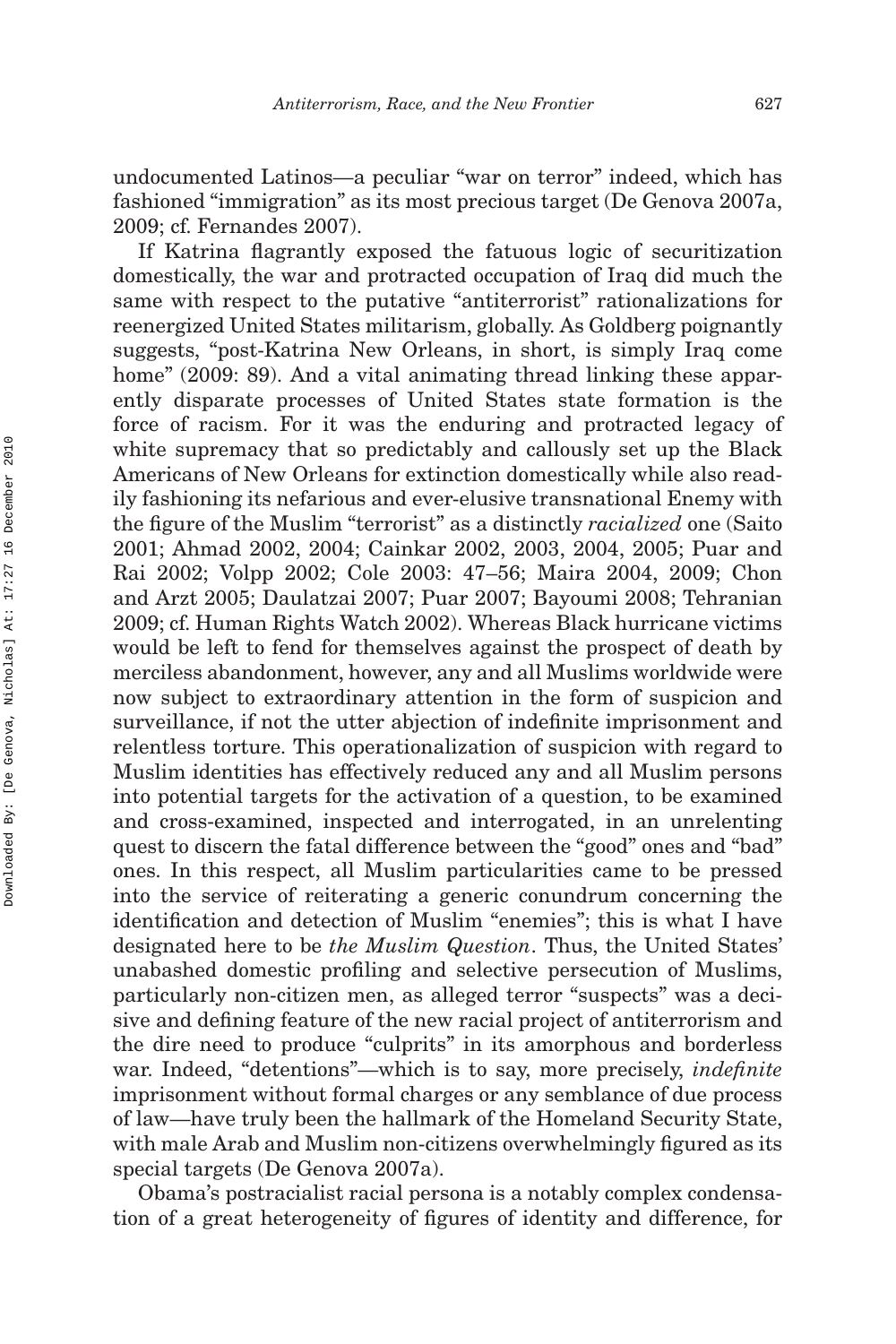undocumented Latinos—a peculiar "war on terror" indeed, which has fashioned "immigration" as its most precious target (De Genova 2007a, 2009; cf. Fernandes 2007).

If Katrina flagrantly exposed the fatuous logic of securitization domestically, the war and protracted occupation of Iraq did much the same with respect to the putative "antiterrorist" rationalizations for reenergized United States militarism, globally. As Goldberg poignantly suggests, "post-Katrina New Orleans, in short, is simply Iraq come home" (2009: 89). And a vital animating thread linking these apparently disparate processes of United States state formation is the force of racism. For it was the enduring and protracted legacy of white supremacy that so predictably and callously set up the Black Americans of New Orleans for extinction domestically while also readily fashioning its nefarious and ever-elusive transnational Enemy with the figure of the Muslim "terrorist" as a distinctly *racialized* one (Saito 2001; Ahmad 2002, 2004; Cainkar 2002, 2003, 2004, 2005; Puar and Rai 2002; Volpp 2002; Cole 2003: 47–56; Maira 2004, 2009; Chon and Arzt 2005; Daulatzai 2007; Puar 2007; Bayoumi 2008; Tehranian 2009; cf. Human Rights Watch 2002). Whereas Black hurricane victims would be left to fend for themselves against the prospect of death by merciless abandonment, however, any and all Muslims worldwide were now subject to extraordinary attention in the form of suspicion and surveillance, if not the utter abjection of indefinite imprisonment and relentless torture. This operationalization of suspicion with regard to Muslim identities has effectively reduced any and all Muslim persons into potential targets for the activation of a question, to be examined and cross-examined, inspected and interrogated, in an unrelenting quest to discern the fatal difference between the "good" ones and "bad" ones. In this respect, all Muslim particularities came to be pressed into the service of reiterating a generic conundrum concerning the identification and detection of Muslim "enemies"; this is what I have designated here to be *the Muslim Question*. Thus, the United States' unabashed domestic profiling and selective persecution of Muslims, particularly non-citizen men, as alleged terror "suspects" was a decisive and defining feature of the new racial project of antiterrorism and the dire need to produce "culprits" in its amorphous and borderless war. Indeed, "detentions"—which is to say, more precisely, *indefinite* imprisonment without formal charges or any semblance of due process of law—have truly been the hallmark of the Homeland Security State, with male Arab and Muslim non-citizens overwhelmingly figured as its special targets (De Genova 2007a).

Obama's postracialist racial persona is a notably complex condensation of a great heterogeneity of figures of identity and difference, for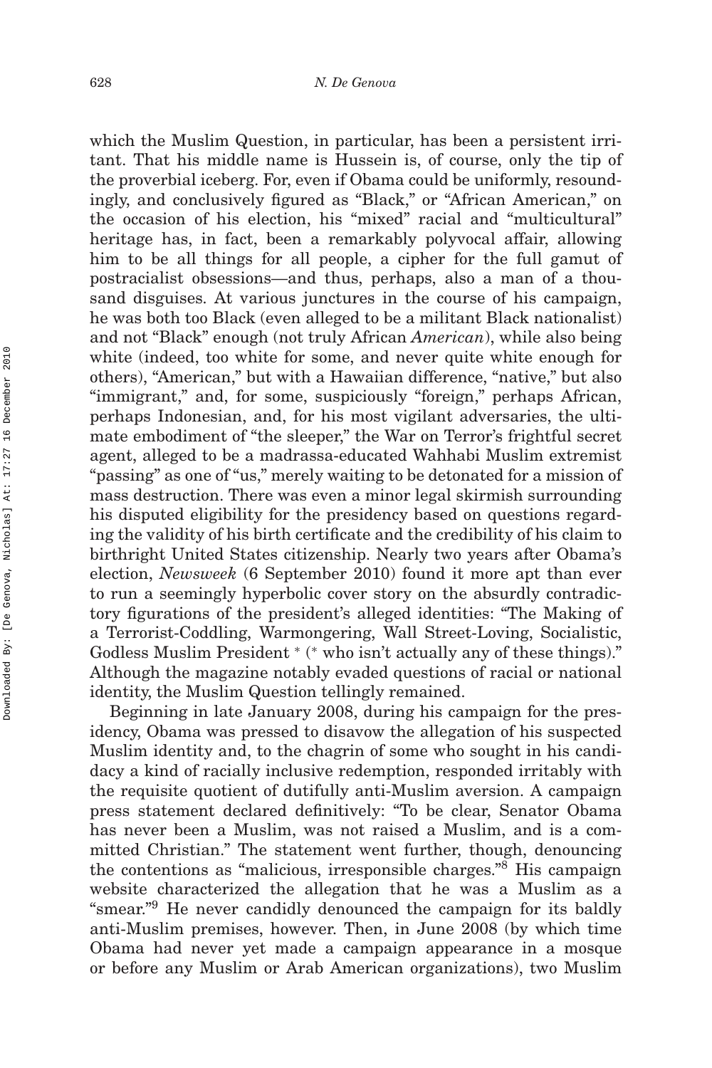which the Muslim Question, in particular, has been a persistent irritant. That his middle name is Hussein is, of course, only the tip of the proverbial iceberg. For, even if Obama could be uniformly, resoundingly, and conclusively figured as "Black," or "African American," on the occasion of his election, his "mixed" racial and "multicultural" heritage has, in fact, been a remarkably polyvocal affair, allowing him to be all things for all people, a cipher for the full gamut of postracialist obsessions—and thus, perhaps, also a man of a thousand disguises. At various junctures in the course of his campaign, he was both too Black (even alleged to be a militant Black nationalist) and not "Black" enough (not truly African *American*), while also being white (indeed, too white for some, and never quite white enough for others), "American," but with a Hawaiian difference, "native," but also "immigrant," and, for some, suspiciously "foreign," perhaps African, perhaps Indonesian, and, for his most vigilant adversaries, the ultimate embodiment of "the sleeper," the War on Terror's frightful secret agent, alleged to be a madrassa-educated Wahhabi Muslim extremist "passing" as one of "us," merely waiting to be detonated for a mission of mass destruction. There was even a minor legal skirmish surrounding his disputed eligibility for the presidency based on questions regarding the validity of his birth certificate and the credibility of his claim to birthright United States citizenship. Nearly two years after Obama's election, *Newsweek* (6 September 2010) found it more apt than ever to run a seemingly hyperbolic cover story on the absurdly contradictory figurations of the president's alleged identities: "The Making of a Terrorist-Coddling, Warmongering, Wall Street-Loving, Socialistic, Godless Muslim President * (* who isn't actually any of these things)." Although the magazine notably evaded questions of racial or national identity, the Muslim Question tellingly remained.

Beginning in late January 2008, during his campaign for the presidency, Obama was pressed to disavow the allegation of his suspected Muslim identity and, to the chagrin of some who sought in his candidacy a kind of racially inclusive redemption, responded irritably with the requisite quotient of dutifully anti-Muslim aversion. A campaign press statement declared definitively: "To be clear, Senator Obama has never been a Muslim, was not raised a Muslim, and is a committed Christian." The statement went further, though, denouncing the contentions as "malicious, irresponsible charges."[8] His campaign website characterized the allegation that he was a Muslim as a "smear."[9] He never candidly denounced the campaign for its baldly anti-Muslim premises, however. Then, in June 2008 (by which time Obama had never yet made a campaign appearance in a mosque or before any Muslim or Arab American organizations), two Muslim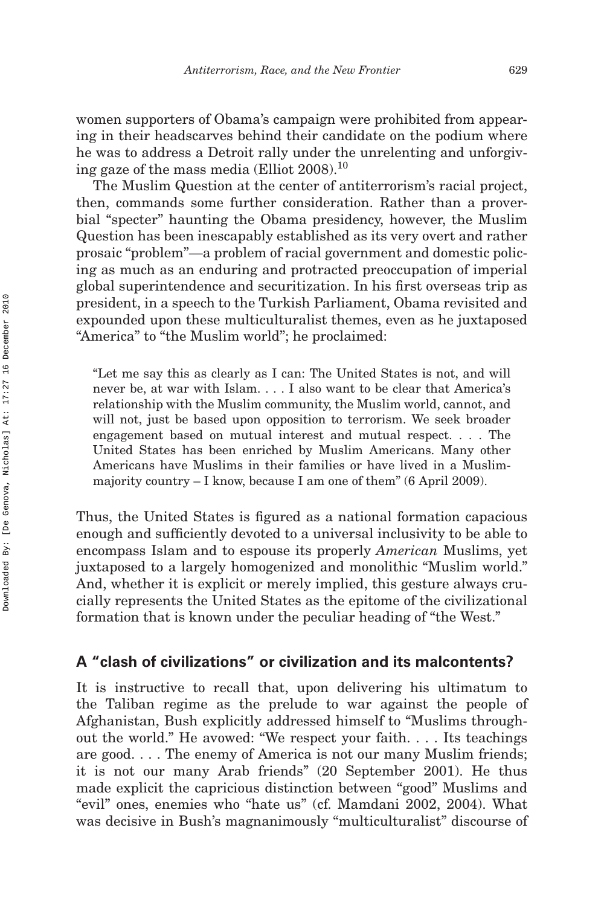women supporters of Obama's campaign were prohibited from appearing in their headscarves behind their candidate on the podium where he was to address a Detroit rally under the unrelenting and unforgiving gaze of the mass media (Elliot 2008).[10]

The Muslim Question at the center of antiterrorism's racial project, then, commands some further consideration. Rather than a proverbial "specter" haunting the Obama presidency, however, the Muslim Question has been inescapably established as its very overt and rather prosaic "problem"—a problem of racial government and domestic policing as much as an enduring and protracted preoccupation of imperial global superintendence and securitization. In his first overseas trip as president, in a speech to the Turkish Parliament, Obama revisited and expounded upon these multiculturalist themes, even as he juxtaposed "America" to "the Muslim world"; he proclaimed:

> "Let me say this as clearly as I can: The United States is not, and will never be, at war with Islam. . . . I also want to be clear that America's relationship with the Muslim community, the Muslim world, cannot, and will not, just be based upon opposition to terrorism. We seek broader engagement based on mutual interest and mutual respect. . . . The United States has been enriched by Muslim Americans. Many other Americans have Muslims in their families or have lived in a Muslim-majority country – I know, because I am one of them" (6 April 2009).

Thus, the United States is figured as a national formation capacious enough and sufficiently devoted to a universal inclusivity to be able to encompass Islam and to espouse its properly *American* Muslims, yet juxtaposed to a largely homogenized and monolithic "Muslim world." And, whether it is explicit or merely implied, this gesture always crucially represents the United States as the epitome of the civilizational formation that is known under the peculiar heading of "the West."

## A "clash of civilizations" or civilization and its malcontents?

It is instructive to recall that, upon delivering his ultimatum to the Taliban regime as the prelude to war against the people of Afghanistan, Bush explicitly addressed himself to "Muslims throughout the world." He avowed: "We respect your faith. . . . Its teachings are good. . . . The enemy of America is not our many Muslim friends; it is not our many Arab friends" (20 September 2001). He thus made explicit the capricious distinction between "good" Muslims and "evil" ones, enemies who "hate us" (cf. Mamdani 2002, 2004). What was decisive in Bush's magnanimously "multiculturalist" discourse of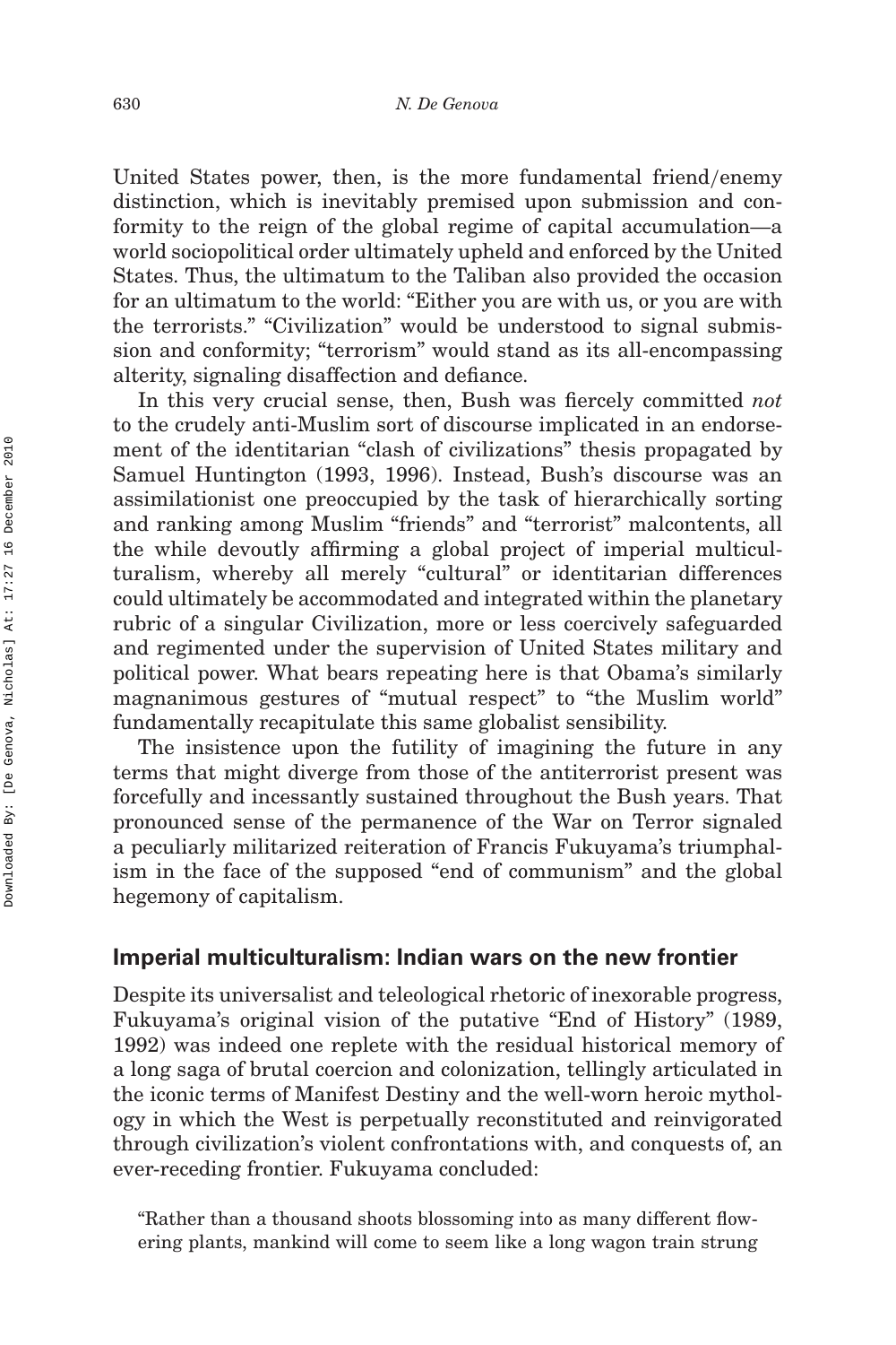United States power, then, is the more fundamental friend/enemy distinction, which is inevitably premised upon submission and conformity to the reign of the global regime of capital accumulation—a world sociopolitical order ultimately upheld and enforced by the United States. Thus, the ultimatum to the Taliban also provided the occasion for an ultimatum to the world: "Either you are with us, or you are with the terrorists." "Civilization" would be understood to signal submission and conformity; "terrorism" would stand as its all-encompassing alterity, signaling disaffection and defiance.

In this very crucial sense, then, Bush was fiercely committed *not* to the crudely anti-Muslim sort of discourse implicated in an endorsement of the identitarian "clash of civilizations" thesis propagated by Samuel Huntington (1993, 1996). Instead, Bush's discourse was an assimilationist one preoccupied by the task of hierarchically sorting and ranking among Muslim "friends" and "terrorist" malcontents, all the while devoutly affirming a global project of imperial multiculturalism, whereby all merely "cultural" or identitarian differences could ultimately be accommodated and integrated within the planetary rubric of a singular Civilization, more or less coercively safeguarded and regimented under the supervision of United States military and political power. What bears repeating here is that Obama's similarly magnanimous gestures of "mutual respect" to "the Muslim world" fundamentally recapitulate this same globalist sensibility.

The insistence upon the futility of imagining the future in any terms that might diverge from those of the antiterrorist present was forcefully and incessantly sustained throughout the Bush years. That pronounced sense of the permanence of the War on Terror signaled a peculiarly militarized reiteration of Francis Fukuyama's triumphalism in the face of the supposed "end of communism" and the global hegemony of capitalism.

## Imperial multiculturalism: Indian wars on the new frontier

Despite its universalist and teleological rhetoric of inexorable progress, Fukuyama's original vision of the putative "End of History" (1989, 1992) was indeed one replete with the residual historical memory of a long saga of brutal coercion and colonization, tellingly articulated in the iconic terms of Manifest Destiny and the well-worn heroic mythology in which the West is perpetually reconstituted and reinvigorated through civilization's violent confrontations with, and conquests of, an ever-receding frontier. Fukuyama concluded:

"Rather than a thousand shoots blossoming into as many different flowering plants, mankind will come to seem like a long wagon train strung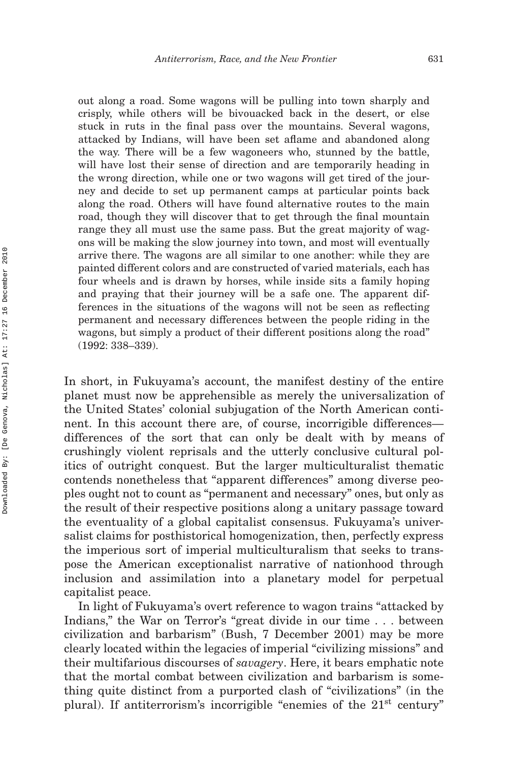out along a road. Some wagons will be pulling into town sharply and crisply, while others will be bivouacked back in the desert, or else stuck in ruts in the final pass over the mountains. Several wagons, attacked by Indians, will have been set aflame and abandoned along the way. There will be a few wagoneers who, stunned by the battle, will have lost their sense of direction and are temporarily heading in the wrong direction, while one or two wagons will get tired of the journey and decide to set up permanent camps at particular points back along the road. Others will have found alternative routes to the main road, though they will discover that to get through the final mountain range they all must use the same pass. But the great majority of wagons will be making the slow journey into town, and most will eventually arrive there. The wagons are all similar to one another: while they are painted different colors and are constructed of varied materials, each has four wheels and is drawn by horses, while inside sits a family hoping and praying that their journey will be a safe one. The apparent differences in the situations of the wagons will not be seen as reflecting permanent and necessary differences between the people riding in the wagons, but simply a product of their different positions along the road" (1992: 338–339).

In short, in Fukuyama's account, the manifest destiny of the entire planet must now be apprehensible as merely the universalization of the United States' colonial subjugation of the North American continent. In this account there are, of course, incorrigible differences—differences of the sort that can only be dealt with by means of crushingly violent reprisals and the utterly conclusive cultural politics of outright conquest. But the larger multiculturalist thematic contends nonetheless that "apparent differences" among diverse peoples ought not to count as "permanent and necessary" ones, but only as the result of their respective positions along a unitary passage toward the eventuality of a global capitalist consensus. Fukuyama's universalist claims for posthistorical homogenization, then, perfectly express the imperious sort of imperial multiculturalism that seeks to transpose the American exceptionalist narrative of nationhood through inclusion and assimilation into a planetary model for perpetual capitalist peace.

In light of Fukuyama's overt reference to wagon trains "attacked by Indians," the War on Terror's "great divide in our time . . . between civilization and barbarism" (Bush, 7 December 2001) may be more clearly located within the legacies of imperial "civilizing missions" and their multifarious discourses of *savagery*. Here, it bears emphatic note that the mortal combat between civilization and barbarism is something quite distinct from a purported clash of "civilizations" (in the plural). If antiterrorism's incorrigible "enemies of the 21st century"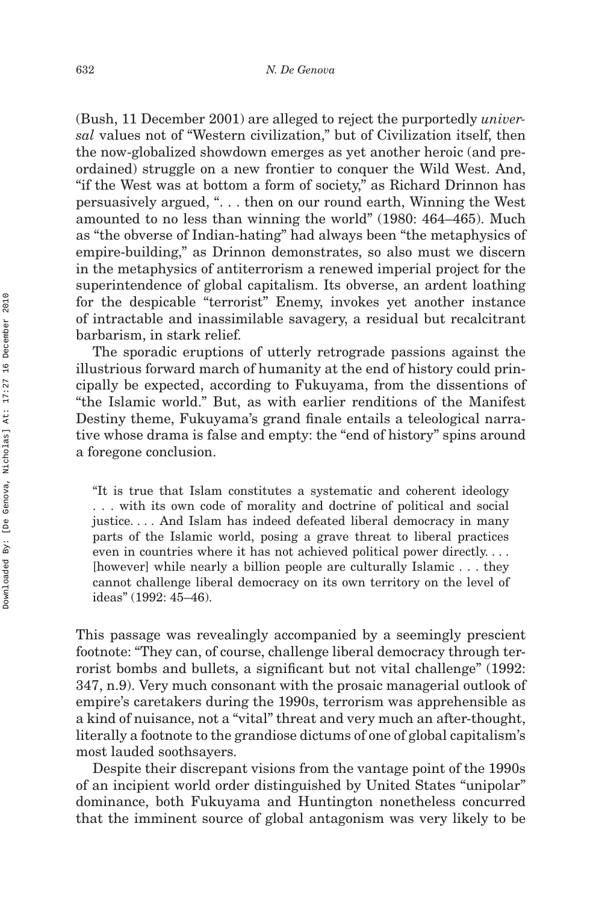(Bush, 11 December 2001) are alleged to reject the purportedly *universal* values not of "Western civilization," but of Civilization itself, then the now-globalized showdown emerges as yet another heroic (and preordained) struggle on a new frontier to conquer the Wild West. And, "if the West was at bottom a form of society," as Richard Drinnon has persuasively argued, ". . . then on our round earth, Winning the West amounted to no less than winning the world" (1980: 464–465). Much as "the obverse of Indian-hating" had always been "the metaphysics of empire-building," as Drinnon demonstrates, so also must we discern in the metaphysics of antiterrorism a renewed imperial project for the superintendence of global capitalism. Its obverse, an ardent loathing for the despicable "terrorist" Enemy, invokes yet another instance of intractable and inassimilable savagery, a residual but recalcitrant barbarism, in stark relief.

The sporadic eruptions of utterly retrograde passions against the illustrious forward march of humanity at the end of history could principally be expected, according to Fukuyama, from the dissentions of "the Islamic world." But, as with earlier renditions of the Manifest Destiny theme, Fukuyama's grand finale entails a teleological narrative whose drama is false and empty: the "end of history" spins around a foregone conclusion.

> "It is true that Islam constitutes a systematic and coherent ideology . . . with its own code of morality and doctrine of political and social justice. . . . And Islam has indeed defeated liberal democracy in many parts of the Islamic world, posing a grave threat to liberal practices even in countries where it has not achieved political power directly. . . . [however] while nearly a billion people are culturally Islamic . . . they cannot challenge liberal democracy on its own territory on the level of ideas" (1992: 45–46).

This passage was revealingly accompanied by a seemingly prescient footnote: "They can, of course, challenge liberal democracy through terrorist bombs and bullets, a significant but not vital challenge" (1992: 347, n.9). Very much consonant with the prosaic managerial outlook of empire's caretakers during the 1990s, terrorism was apprehensible as a kind of nuisance, not a "vital" threat and very much an after-thought, literally a footnote to the grandiose dictums of one of global capitalism's most lauded soothsayers.

Despite their discrepant visions from the vantage point of the 1990s of an incipient world order distinguished by United States "unipolar" dominance, both Fukuyama and Huntington nonetheless concurred that the imminent source of global antagonism was very likely to be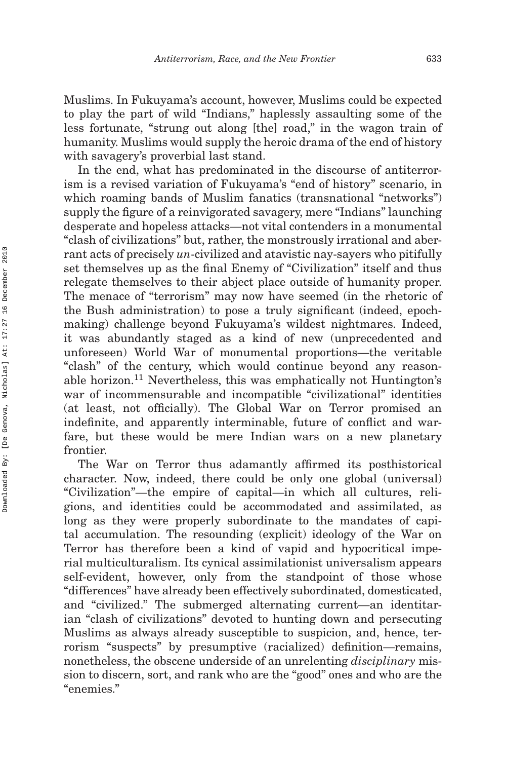Muslims. In Fukuyama's account, however, Muslims could be expected to play the part of wild "Indians," haplessly assaulting some of the less fortunate, "strung out along [the] road," in the wagon train of humanity. Muslims would supply the heroic drama of the end of history with savagery's proverbial last stand.

In the end, what has predominated in the discourse of antiterrorism is a revised variation of Fukuyama's "end of history" scenario, in which roaming bands of Muslim fanatics (transnational "networks") supply the figure of a reinvigorated savagery, mere "Indians" launching desperate and hopeless attacks—not vital contenders in a monumental "clash of civilizations" but, rather, the monstrously irrational and aberrant acts of precisely *un*-civilized and atavistic nay-sayers who pitifully set themselves up as the final Enemy of "Civilization" itself and thus relegate themselves to their abject place outside of humanity proper. The menace of "terrorism" may now have seemed (in the rhetoric of the Bush administration) to pose a truly significant (indeed, epoch-making) challenge beyond Fukuyama's wildest nightmares. Indeed, it was abundantly staged as a kind of new (unprecedented and unforeseen) World War of monumental proportions—the veritable "clash" of the century, which would continue beyond any reasonable horizon.[11] Nevertheless, this was emphatically not Huntington's war of incommensurable and incompatible "civilizational" identities (at least, not officially). The Global War on Terror promised an indefinite, and apparently interminable, future of conflict and warfare, but these would be mere Indian wars on a new planetary frontier.

The War on Terror thus adamantly affirmed its posthistorical character. Now, indeed, there could be only one global (universal) "Civilization"—the empire of capital—in which all cultures, religions, and identities could be accommodated and assimilated, as long as they were properly subordinate to the mandates of capital accumulation. The resounding (explicit) ideology of the War on Terror has therefore been a kind of vapid and hypocritical imperial multiculturalism. Its cynical assimilationist universalism appears self-evident, however, only from the standpoint of those whose "differences" have already been effectively subordinated, domesticated, and "civilized." The submerged alternating current—an identitarian "clash of civilizations" devoted to hunting down and persecuting Muslims as always already susceptible to suspicion, and, hence, terrorism "suspects" by presumptive (racialized) definition—remains, nonetheless, the obscene underside of an unrelenting *disciplinary* mission to discern, sort, and rank who are the "good" ones and who are the "enemies."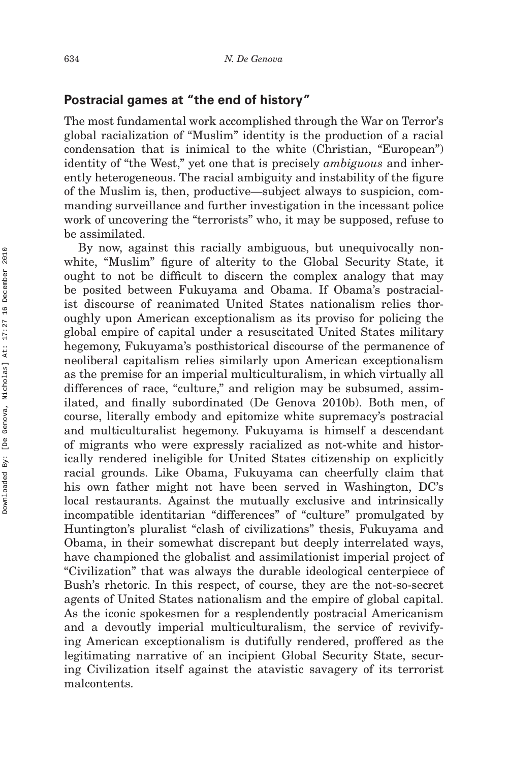## Postracial games at "the end of history"

The most fundamental work accomplished through the War on Terror's global racialization of "Muslim" identity is the production of a racial condensation that is inimical to the white (Christian, "European") identity of "the West," yet one that is precisely *ambiguous* and inherently heterogeneous. The racial ambiguity and instability of the figure of the Muslim is, then, productive—subject always to suspicion, commanding surveillance and further investigation in the incessant police work of uncovering the "terrorists" who, it may be supposed, refuse to be assimilated.

By now, against this racially ambiguous, but unequivocally non-white, "Muslim" figure of alterity to the Global Security State, it ought to not be difficult to discern the complex analogy that may be posited between Fukuyama and Obama. If Obama's postracialist discourse of reanimated United States nationalism relies thoroughly upon American exceptionalism as its proviso for policing the global empire of capital under a resuscitated United States military hegemony, Fukuyama's posthistorical discourse of the permanence of neoliberal capitalism relies similarly upon American exceptionalism as the premise for an imperial multiculturalism, in which virtually all differences of race, "culture," and religion may be subsumed, assimilated, and finally subordinated (De Genova 2010b). Both men, of course, literally embody and epitomize white supremacy's postracial and multiculturalist hegemony. Fukuyama is himself a descendant of migrants who were expressly racialized as not-white and historically rendered ineligible for United States citizenship on explicitly racial grounds. Like Obama, Fukuyama can cheerfully claim that his own father might not have been served in Washington, DC's local restaurants. Against the mutually exclusive and intrinsically incompatible identitarian "differences" of "culture" promulgated by Huntington's pluralist "clash of civilizations" thesis, Fukuyama and Obama, in their somewhat discrepant but deeply interrelated ways, have championed the globalist and assimilationist imperial project of "Civilization" that was always the durable ideological centerpiece of Bush's rhetoric. In this respect, of course, they are the not-so-secret agents of United States nationalism and the empire of global capital. As the iconic spokesmen for a resplendently postracial Americanism and a devoutly imperial multiculturalism, the service of revivifying American exceptionalism is dutifully rendered, proffered as the legitimating narrative of an incipient Global Security State, securing Civilization itself against the atavistic savagery of its terrorist malcontents.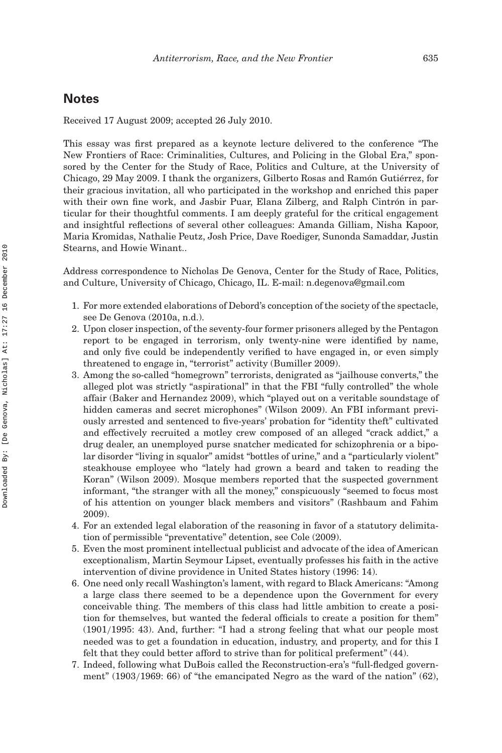## Notes

Received 17 August 2009; accepted 26 July 2010.

This essay was first prepared as a keynote lecture delivered to the conference "The New Frontiers of Race: Criminalities, Cultures, and Policing in the Global Era," sponsored by the Center for the Study of Race, Politics and Culture, at the University of Chicago, 29 May 2009. I thank the organizers, Gilberto Rosas and Ramón Gutiérrez, for their gracious invitation, all who participated in the workshop and enriched this paper with their own fine work, and Jasbir Puar, Elana Zilberg, and Ralph Cintrón in particular for their thoughtful comments. I am deeply grateful for the critical engagement and insightful reflections of several other colleagues: Amanda Gilliam, Nisha Kapoor, Maria Kromidas, Nathalie Peutz, Josh Price, Dave Roediger, Sunonda Samaddar, Justin Stearns, and Howie Winant..

Address correspondence to Nicholas De Genova, Center for the Study of Race, Politics, and Culture, University of Chicago, Chicago, IL. E-mail: n.degenova@gmail.com

1. For more extended elaborations of Debord's conception of the society of the spectacle, see De Genova (2010a, n.d.).
2. Upon closer inspection, of the seventy-four former prisoners alleged by the Pentagon report to be engaged in terrorism, only twenty-nine were identified by name, and only five could be independently verified to have engaged in, or even simply threatened to engage in, "terrorist" activity (Bumiller 2009).
3. Among the so-called "homegrown" terrorists, denigrated as "jailhouse converts," the alleged plot was strictly "aspirational" in that the FBI "fully controlled" the whole affair (Baker and Hernandez 2009), which "played out on a veritable soundstage of hidden cameras and secret microphones" (Wilson 2009). An FBI informant previously arrested and sentenced to five-years' probation for "identity theft" cultivated and effectively recruited a motley crew composed of an alleged "crack addict," a drug dealer, an unemployed purse snatcher medicated for schizophrenia or a bipolar disorder "living in squalor" amidst "bottles of urine," and a "particularly violent" steakhouse employee who "lately had grown a beard and taken to reading the Koran" (Wilson 2009). Mosque members reported that the suspected government informant, "the stranger with all the money," conspicuously "seemed to focus most of his attention on younger black members and visitors" (Rashbaum and Fahim 2009).
4. For an extended legal elaboration of the reasoning in favor of a statutory delimitation of permissible "preventative" detention, see Cole (2009).
5. Even the most prominent intellectual publicist and advocate of the idea of American exceptionalism, Martin Seymour Lipset, eventually professes his faith in the active intervention of divine providence in United States history (1996: 14).
6. One need only recall Washington's lament, with regard to Black Americans: "Among a large class there seemed to be a dependence upon the Government for every conceivable thing. The members of this class had little ambition to create a position for themselves, but wanted the federal officials to create a position for them" (1901/1995: 43). And, further: "I had a strong feeling that what our people most needed was to get a foundation in education, industry, and property, and for this I felt that they could better afford to strive than for political preferment" (44).
7. Indeed, following what DuBois called the Reconstruction-era's "full-fledged government" (1903/1969: 66) of "the emancipated Negro as the ward of the nation" (62),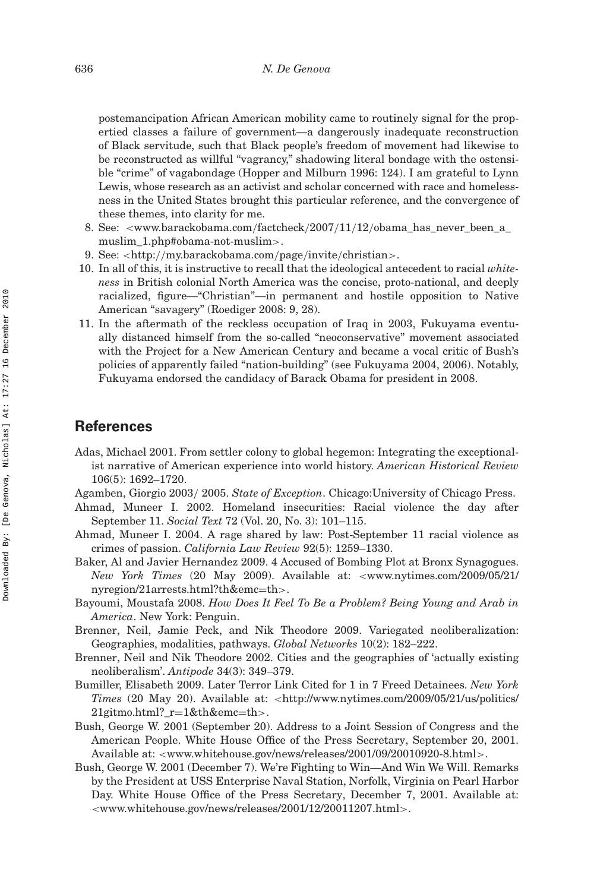postemancipation African American mobility came to routinely signal for the propertied classes a failure of government—a dangerously inadequate reconstruction of Black servitude, such that Black people's freedom of movement had likewise to be reconstructed as willful "vagrancy," shadowing literal bondage with the ostensible "crime" of vagabondage (Hopper and Milburn 1996: 124). I am grateful to Lynn Lewis, whose research as an activist and scholar concerned with race and homelessness in the United States brought this particular reference, and the convergence of these themes, into clarity for me.

8. See: <www.barackobama.com/factcheck/2007/11/12/obama_has_never_been_a_muslim_1.php#obama-not-muslim>.
9. See: <http://my.barackobama.com/page/invite/christian>.
10. In all of this, it is instructive to recall that the ideological antecedent to racial *whiteness* in British colonial North America was the concise, proto-national, and deeply racialized, figure—"Christian"—in permanent and hostile opposition to Native American "savagery" (Roediger 2008: 9, 28).
11. In the aftermath of the reckless occupation of Iraq in 2003, Fukuyama eventually distanced himself from the so-called "neoconservative" movement associated with the Project for a New American Century and became a vocal critic of Bush's policies of apparently failed "nation-building" (see Fukuyama 2004, 2006). Notably, Fukuyama endorsed the candidacy of Barack Obama for president in 2008.

## References

Adas, Michael 2001. From settler colony to global hegemon: Integrating the exceptionalist narrative of American experience into world history. *American Historical Review* 106(5): 1692–1720.

Agamben, Giorgio 2003/ 2005. *State of Exception*. Chicago:University of Chicago Press.

Ahmad, Muneer I. 2002. Homeland insecurities: Racial violence the day after September 11. *Social Text* 72 (Vol. 20, No. 3): 101–115.

Ahmad, Muneer I. 2004. A rage shared by law: Post-September 11 racial violence as crimes of passion. *California Law Review* 92(5): 1259–1330.

Baker, Al and Javier Hernandez 2009. 4 Accused of Bombing Plot at Bronx Synagogues. *New York Times* (20 May 2009). Available at: <www.nytimes.com/2009/05/21/nyregion/21arrests.html?th&emc=th>.

Bayoumi, Moustafa 2008. *How Does It Feel To Be a Problem? Being Young and Arab in America*. New York: Penguin.

Brenner, Neil, Jamie Peck, and Nik Theodore 2009. Variegated neoliberalization: Geographies, modalities, pathways. *Global Networks* 10(2): 182–222.

Brenner, Neil and Nik Theodore 2002. Cities and the geographies of 'actually existing neoliberalism'. *Antipode* 34(3): 349–379.

Bumiller, Elisabeth 2009. Later Terror Link Cited for 1 in 7 Freed Detainees. *New York Times* (20 May 20). Available at: <http://www.nytimes.com/2009/05/21/us/politics/21gitmo.html?_r=1&th&emc=th>.

Bush, George W. 2001 (September 20). Address to a Joint Session of Congress and the American People. White House Office of the Press Secretary, September 20, 2001. Available at: <www.whitehouse.gov/news/releases/2001/09/20010920-8.html>.

Bush, George W. 2001 (December 7). We're Fighting to Win—And Win We Will. Remarks by the President at USS Enterprise Naval Station, Norfolk, Virginia on Pearl Harbor Day. White House Office of the Press Secretary, December 7, 2001. Available at: <www.whitehouse.gov/news/releases/2001/12/20011207.html>.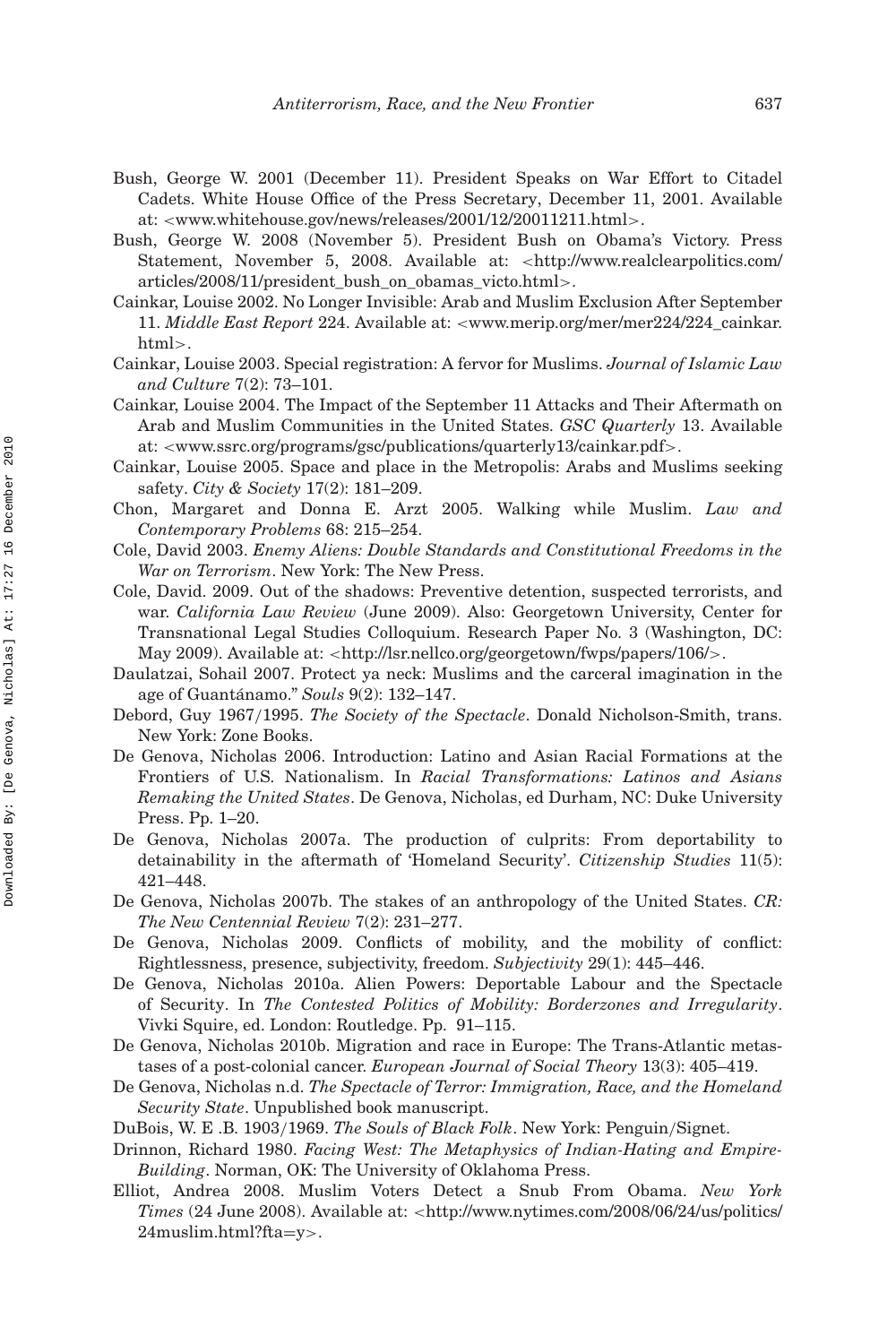Bush, George W. 2001 (December 11). President Speaks on War Effort to Citadel Cadets. White House Office of the Press Secretary, December 11, 2001. Available at: <www.whitehouse.gov/news/releases/2001/12/20011211.html>.

Bush, George W. 2008 (November 5). President Bush on Obama's Victory. Press Statement, November 5, 2008. Available at: <http://www.realclearpolitics.com/articles/2008/11/president_bush_on_obamas_victo.html>.

Cainkar, Louise 2002. No Longer Invisible: Arab and Muslim Exclusion After September 11. *Middle East Report* 224. Available at: <www.merip.org/mer/mer224/224_cainkar.html>.

Cainkar, Louise 2003. Special registration: A fervor for Muslims. *Journal of Islamic Law and Culture* 7(2): 73–101.

Cainkar, Louise 2004. The Impact of the September 11 Attacks and Their Aftermath on Arab and Muslim Communities in the United States. *GSC Quarterly* 13. Available at: <www.ssrc.org/programs/gsc/publications/quarterly13/cainkar.pdf>.

Cainkar, Louise 2005. Space and place in the Metropolis: Arabs and Muslims seeking safety. *City & Society* 17(2): 181–209.

Chon, Margaret and Donna E. Arzt 2005. Walking while Muslim. *Law and Contemporary Problems* 68: 215–254.

Cole, David 2003. *Enemy Aliens: Double Standards and Constitutional Freedoms in the War on Terrorism*. New York: The New Press.

Cole, David. 2009. Out of the shadows: Preventive detention, suspected terrorists, and war. *California Law Review* (June 2009). Also: Georgetown University, Center for Transnational Legal Studies Colloquium. Research Paper No. 3 (Washington, DC: May 2009). Available at: <http://lsr.nellco.org/georgetown/fwps/papers/106/>.

Daulatzai, Sohail 2007. Protect ya neck: Muslims and the carceral imagination in the age of Guantánamo." *Souls* 9(2): 132–147.

Debord, Guy 1967/1995. *The Society of the Spectacle*. Donald Nicholson-Smith, trans. New York: Zone Books.

De Genova, Nicholas 2006. Introduction: Latino and Asian Racial Formations at the Frontiers of U.S. Nationalism. In *Racial Transformations: Latinos and Asians Remaking the United States*. De Genova, Nicholas, ed Durham, NC: Duke University Press. Pp. 1–20.

De Genova, Nicholas 2007a. The production of culprits: From deportability to detainability in the aftermath of 'Homeland Security'. *Citizenship Studies* 11(5): 421–448.

De Genova, Nicholas 2007b. The stakes of an anthropology of the United States. *CR: The New Centennial Review* 7(2): 231–277.

De Genova, Nicholas 2009. Conflicts of mobility, and the mobility of conflict: Rightlessness, presence, subjectivity, freedom. *Subjectivity* 29(1): 445–446.

De Genova, Nicholas 2010a. Alien Powers: Deportable Labour and the Spectacle of Security. In *The Contested Politics of Mobility: Borderzones and Irregularity*. Vivki Squire, ed. London: Routledge. Pp. 91–115.

De Genova, Nicholas 2010b. Migration and race in Europe: The Trans-Atlantic metastases of a post-colonial cancer. *European Journal of Social Theory* 13(3): 405–419.

De Genova, Nicholas n.d. *The Spectacle of Terror: Immigration, Race, and the Homeland Security State*. Unpublished book manuscript.

DuBois, W. E .B. 1903/1969. *The Souls of Black Folk*. New York: Penguin/Signet.

Drinnon, Richard 1980. *Facing West: The Metaphysics of Indian-Hating and Empire-Building*. Norman, OK: The University of Oklahoma Press.

Elliot, Andrea 2008. Muslim Voters Detect a Snub From Obama. *New York Times* (24 June 2008). Available at: <http://www.nytimes.com/2008/06/24/us/politics/24muslim.html?fta=y>.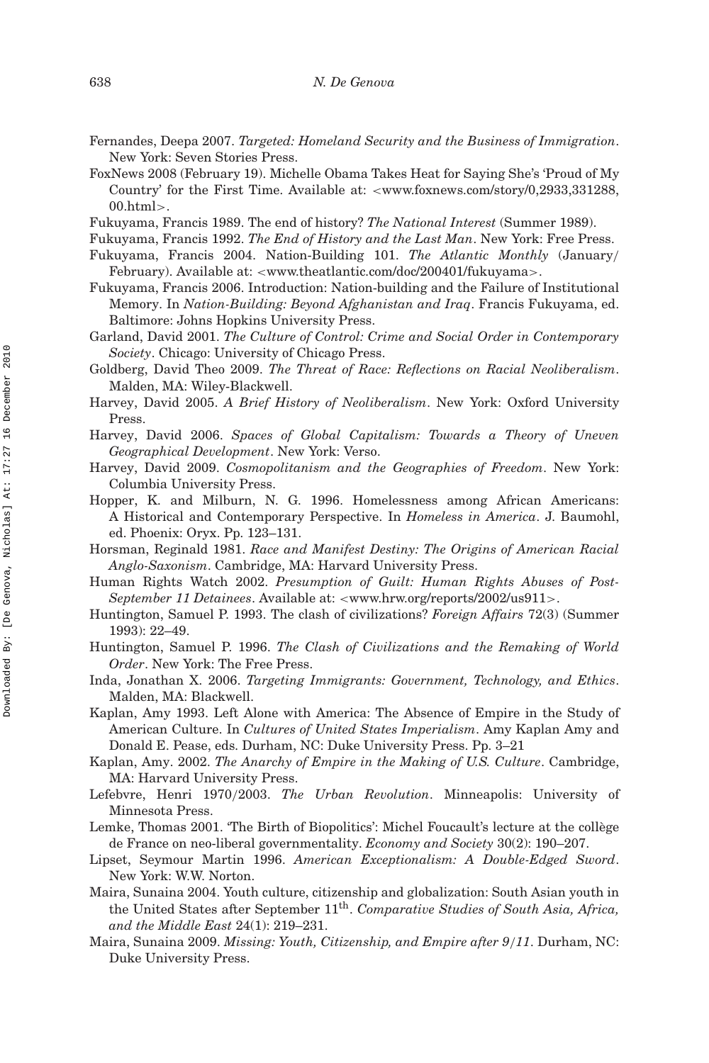Fernandes, Deepa 2007. *Targeted: Homeland Security and the Business of Immigration*. New York: Seven Stories Press.

FoxNews 2008 (February 19). Michelle Obama Takes Heat for Saying She's 'Proud of My Country' for the First Time. Available at: <www.foxnews.com/story/0,2933,331288,00.html>.

Fukuyama, Francis 1989. The end of history? *The National Interest* (Summer 1989).

Fukuyama, Francis 1992. *The End of History and the Last Man*. New York: Free Press.

Fukuyama, Francis 2004. Nation-Building 101. *The Atlantic Monthly* (January/February). Available at: <www.theatlantic.com/doc/200401/fukuyama>.

Fukuyama, Francis 2006. Introduction: Nation-building and the Failure of Institutional Memory. In *Nation-Building: Beyond Afghanistan and Iraq*. Francis Fukuyama, ed. Baltimore: Johns Hopkins University Press.

Garland, David 2001. *The Culture of Control: Crime and Social Order in Contemporary Society*. Chicago: University of Chicago Press.

Goldberg, David Theo 2009. *The Threat of Race: Reflections on Racial Neoliberalism*. Malden, MA: Wiley-Blackwell.

Harvey, David 2005. *A Brief History of Neoliberalism*. New York: Oxford University Press.

Harvey, David 2006. *Spaces of Global Capitalism: Towards a Theory of Uneven Geographical Development*. New York: Verso.

Harvey, David 2009. *Cosmopolitanism and the Geographies of Freedom*. New York: Columbia University Press.

Hopper, K. and Milburn, N. G. 1996. Homelessness among African Americans: A Historical and Contemporary Perspective. In *Homeless in America*. J. Baumohl, ed. Phoenix: Oryx. Pp. 123–131.

Horsman, Reginald 1981. *Race and Manifest Destiny: The Origins of American Racial Anglo-Saxonism*. Cambridge, MA: Harvard University Press.

Human Rights Watch 2002. *Presumption of Guilt: Human Rights Abuses of Post-September 11 Detainees*. Available at: <www.hrw.org/reports/2002/us911>.

Huntington, Samuel P. 1993. The clash of civilizations? *Foreign Affairs* 72(3) (Summer 1993): 22–49.

Huntington, Samuel P. 1996. *The Clash of Civilizations and the Remaking of World Order*. New York: The Free Press.

Inda, Jonathan X. 2006. *Targeting Immigrants: Government, Technology, and Ethics*. Malden, MA: Blackwell.

Kaplan, Amy 1993. Left Alone with America: The Absence of Empire in the Study of American Culture. In *Cultures of United States Imperialism*. Amy Kaplan Amy and Donald E. Pease, eds. Durham, NC: Duke University Press. Pp. 3–21

Kaplan, Amy. 2002. *The Anarchy of Empire in the Making of U.S. Culture*. Cambridge, MA: Harvard University Press.

Lefebvre, Henri 1970/2003. *The Urban Revolution*. Minneapolis: University of Minnesota Press.

Lemke, Thomas 2001. 'The Birth of Biopolitics': Michel Foucault's lecture at the collège de France on neo-liberal governmentality. *Economy and Society* 30(2): 190–207.

Lipset, Seymour Martin 1996. *American Exceptionalism: A Double-Edged Sword*. New York: W.W. Norton.

Maira, Sunaina 2004. Youth culture, citizenship and globalization: South Asian youth in the United States after September 11th. *Comparative Studies of South Asia, Africa, and the Middle East* 24(1): 219–231.

Maira, Sunaina 2009. *Missing: Youth, Citizenship, and Empire after 9/11*. Durham, NC: Duke University Press.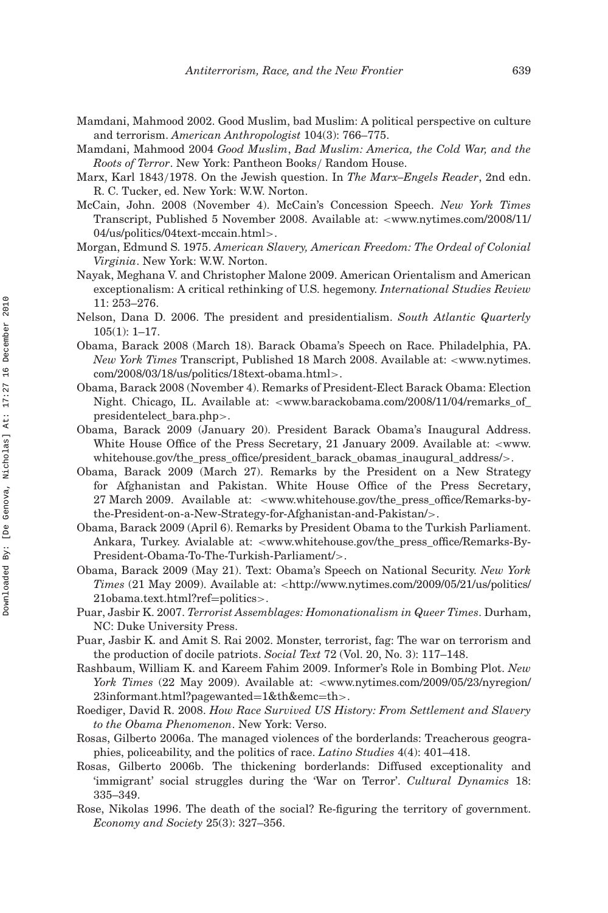Mamdani, Mahmood 2002. Good Muslim, bad Muslim: A political perspective on culture and terrorism. *American Anthropologist* 104(3): 766–775.

Mamdani, Mahmood 2004 *Good Muslim, Bad Muslim: America, the Cold War, and the Roots of Terror*. New York: Pantheon Books/ Random House.

Marx, Karl 1843/1978. On the Jewish question. In *The Marx–Engels Reader*, 2nd edn. R. C. Tucker, ed. New York: W.W. Norton.

McCain, John. 2008 (November 4). McCain's Concession Speech. *New York Times* Transcript, Published 5 November 2008. Available at: <www.nytimes.com/2008/11/04/us/politics/04text-mccain.html>.

Morgan, Edmund S. 1975. *American Slavery, American Freedom: The Ordeal of Colonial Virginia*. New York: W.W. Norton.

Nayak, Meghana V. and Christopher Malone 2009. American Orientalism and American exceptionalism: A critical rethinking of U.S. hegemony. *International Studies Review* 11: 253–276.

Nelson, Dana D. 2006. The president and presidentialism. *South Atlantic Quarterly* 105(1): 1–17.

Obama, Barack 2008 (March 18). Barack Obama's Speech on Race. Philadelphia, PA. *New York Times* Transcript, Published 18 March 2008. Available at: <www.nytimes.com/2008/03/18/us/politics/18text-obama.html>.

Obama, Barack 2008 (November 4). Remarks of President-Elect Barack Obama: Election Night. Chicago, IL. Available at: <www.barackobama.com/2008/11/04/remarks_of_presidentelect_bara.php>.

Obama, Barack 2009 (January 20). President Barack Obama's Inaugural Address. White House Office of the Press Secretary, 21 January 2009. Available at: <www.whitehouse.gov/the_press_office/president_barack_obamas_inaugural_address/>.

Obama, Barack 2009 (March 27). Remarks by the President on a New Strategy for Afghanistan and Pakistan. White House Office of the Press Secretary, 27 March 2009. Available at: <www.whitehouse.gov/the_press_office/Remarks-by-the-President-on-a-New-Strategy-for-Afghanistan-and-Pakistan/>.

Obama, Barack 2009 (April 6). Remarks by President Obama to the Turkish Parliament. Ankara, Turkey. Avialable at: <www.whitehouse.gov/the_press_office/Remarks-By-President-Obama-To-The-Turkish-Parliament/>.

Obama, Barack 2009 (May 21). Text: Obama's Speech on National Security. *New York Times* (21 May 2009). Available at: <http://www.nytimes.com/2009/05/21/us/politics/21obama.text.html?ref=politics>.

Puar, Jasbir K. 2007. *Terrorist Assemblages: Homonationalism in Queer Times*. Durham, NC: Duke University Press.

Puar, Jasbir K. and Amit S. Rai 2002. Monster, terrorist, fag: The war on terrorism and the production of docile patriots. *Social Text* 72 (Vol. 20, No. 3): 117–148.

Rashbaum, William K. and Kareem Fahim 2009. Informer's Role in Bombing Plot. *New York Times* (22 May 2009). Available at: <www.nytimes.com/2009/05/23/nyregion/23informant.html?pagewanted=1&th&emc=th>.

Roediger, David R. 2008. *How Race Survived US History: From Settlement and Slavery to the Obama Phenomenon*. New York: Verso.

Rosas, Gilberto 2006a. The managed violences of the borderlands: Treacherous geographies, policeability, and the politics of race. *Latino Studies* 4(4): 401–418.

Rosas, Gilberto 2006b. The thickening borderlands: Diffused exceptionality and 'immigrant' social struggles during the 'War on Terror'. *Cultural Dynamics* 18: 335–349.

Rose, Nikolas 1996. The death of the social? Re-figuring the territory of government. *Economy and Society* 25(3): 327–356.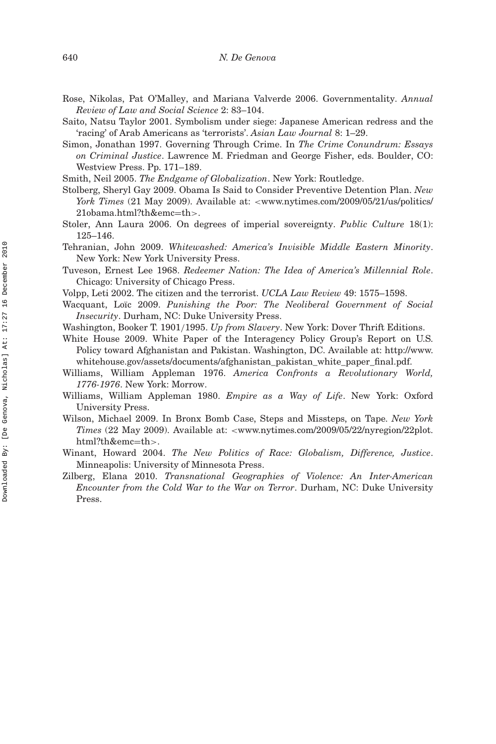Rose, Nikolas, Pat O'Malley, and Mariana Valverde 2006. Governmentality. *Annual Review of Law and Social Science* 2: 83–104.

Saito, Natsu Taylor 2001. Symbolism under siege: Japanese American redress and the 'racing' of Arab Americans as 'terrorists'. *Asian Law Journal* 8: 1–29.

Simon, Jonathan 1997. Governing Through Crime. In *The Crime Conundrum: Essays on Criminal Justice*. Lawrence M. Friedman and George Fisher, eds. Boulder, CO: Westview Press. Pp. 171–189.

Smith, Neil 2005. *The Endgame of Globalization*. New York: Routledge.

Stolberg, Sheryl Gay 2009. Obama Is Said to Consider Preventive Detention Plan. *New York Times* (21 May 2009). Available at: <www.nytimes.com/2009/05/21/us/politics/21obama.html?th&emc=th>.

Stoler, Ann Laura 2006. On degrees of imperial sovereignty. *Public Culture* 18(1): 125–146.

Tehranian, John 2009. *Whitewashed: America's Invisible Middle Eastern Minority*. New York: New York University Press.

Tuveson, Ernest Lee 1968. *Redeemer Nation: The Idea of America's Millennial Role*. Chicago: University of Chicago Press.

Volpp, Leti 2002. The citizen and the terrorist. *UCLA Law Review* 49: 1575–1598.

Wacquant, Loïc 2009. *Punishing the Poor: The Neoliberal Government of Social Insecurity*. Durham, NC: Duke University Press.

Washington, Booker T. 1901/1995. *Up from Slavery*. New York: Dover Thrift Editions.

White House 2009. White Paper of the Interagency Policy Group's Report on U.S. Policy toward Afghanistan and Pakistan. Washington, DC. Available at: http://www.whitehouse.gov/assets/documents/afghanistan_pakistan_white_paper_final.pdf.

Williams, William Appleman 1976. *America Confronts a Revolutionary World, 1776-1976*. New York: Morrow.

Williams, William Appleman 1980. *Empire as a Way of Life*. New York: Oxford University Press.

Wilson, Michael 2009. In Bronx Bomb Case, Steps and Missteps, on Tape. *New York Times* (22 May 2009). Available at: <www.nytimes.com/2009/05/22/nyregion/22plot.html?th&emc=th>.

Winant, Howard 2004. *The New Politics of Race: Globalism, Difference, Justice*. Minneapolis: University of Minnesota Press.

Zilberg, Elana 2010. *Transnational Geographies of Violence: An Inter-American Encounter from the Cold War to the War on Terror*. Durham, NC: Duke University Press.